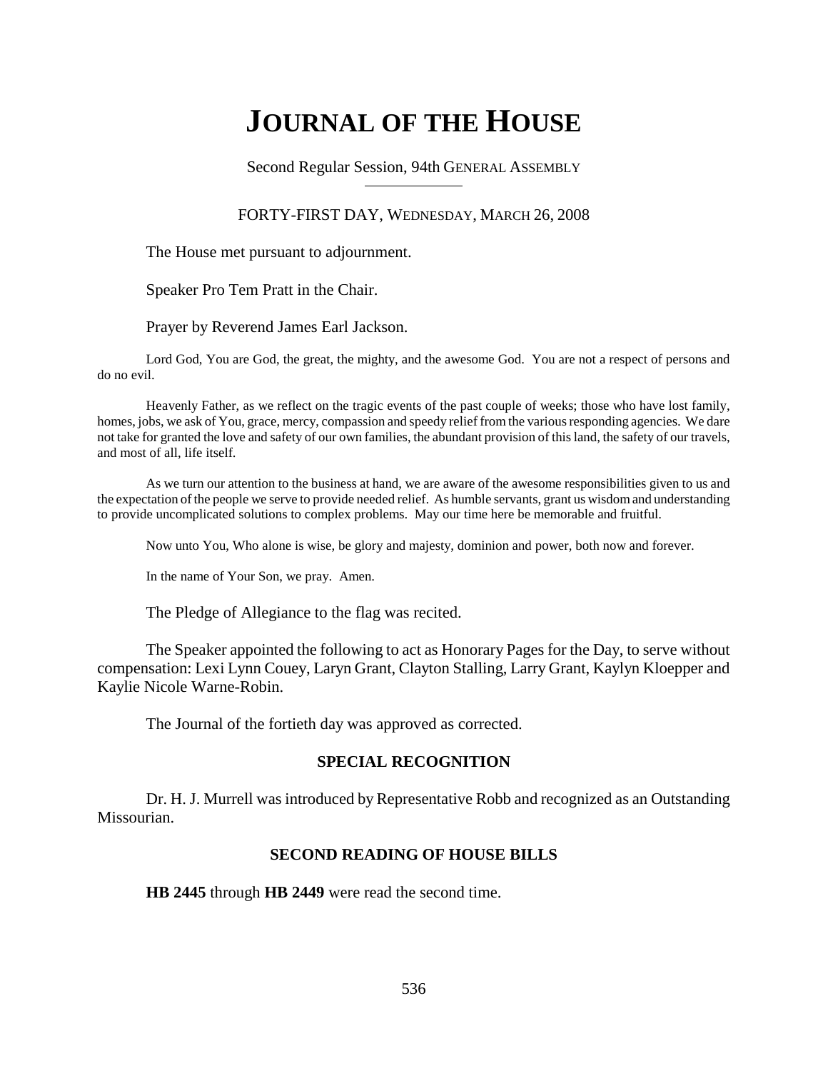# JOURNAL OF THE HOUSE

Second Regular Session, 94th GENERAL ASSEMBLY

FORTY-FIRST DAY, WEDNESDAY, MARCH 26, 2008

The House met pursuant to adjournment.

Speaker Pro Tem Pratt in the Chair.

Prayer by Reverend James Earl Jackson.

Lord God, You are God, the great, the mighty, and the awesome God. You are not a respect of persons and do no evil.

Heavenly Father, as we reflect on the tragic events of the past couple of weeks; those who have lost family, homes, jobs, we ask of You, grace, mercy, compassion and speedy relief from the various responding agencies. We dare not take for granted the love and safety of our own families, the abundant provision of this land, the safety of our travels, and most of all, life itself.

As we turn our attention to the business at hand, we are aware of the awesome responsibilities given to us and the expectation of the people we serve to provide needed relief. As humble servants, grant us wisdom and understanding to provide uncomplicated solutions to complex problems. May our time here be memorable and fruitful.

Now unto You, Who alone is wise, be glory and majesty, dominion and power, both now and forever.

In the name of Your Son, we pray. Amen.

The Pledge of Allegiance to the flag was recited.

The Speaker appointed the following to act as Honorary Pages for the Day, to serve without compensation: Lexi Lynn Couey, Laryn Grant, Clayton Stalling, Larry Grant, Kaylyn Kloepper and Kaylie Nicole Warne-Robin.

The Journal of the fortieth day was approved as corrected.

## SPECIAL RECOGNITION

Dr. H. J. Murrell was introduced by Representative Robb and recognized as an Outstanding Missourian.

## SECOND READING OF HOUSE BILLS

**HB 2445** through **HB 2449** were read the second time.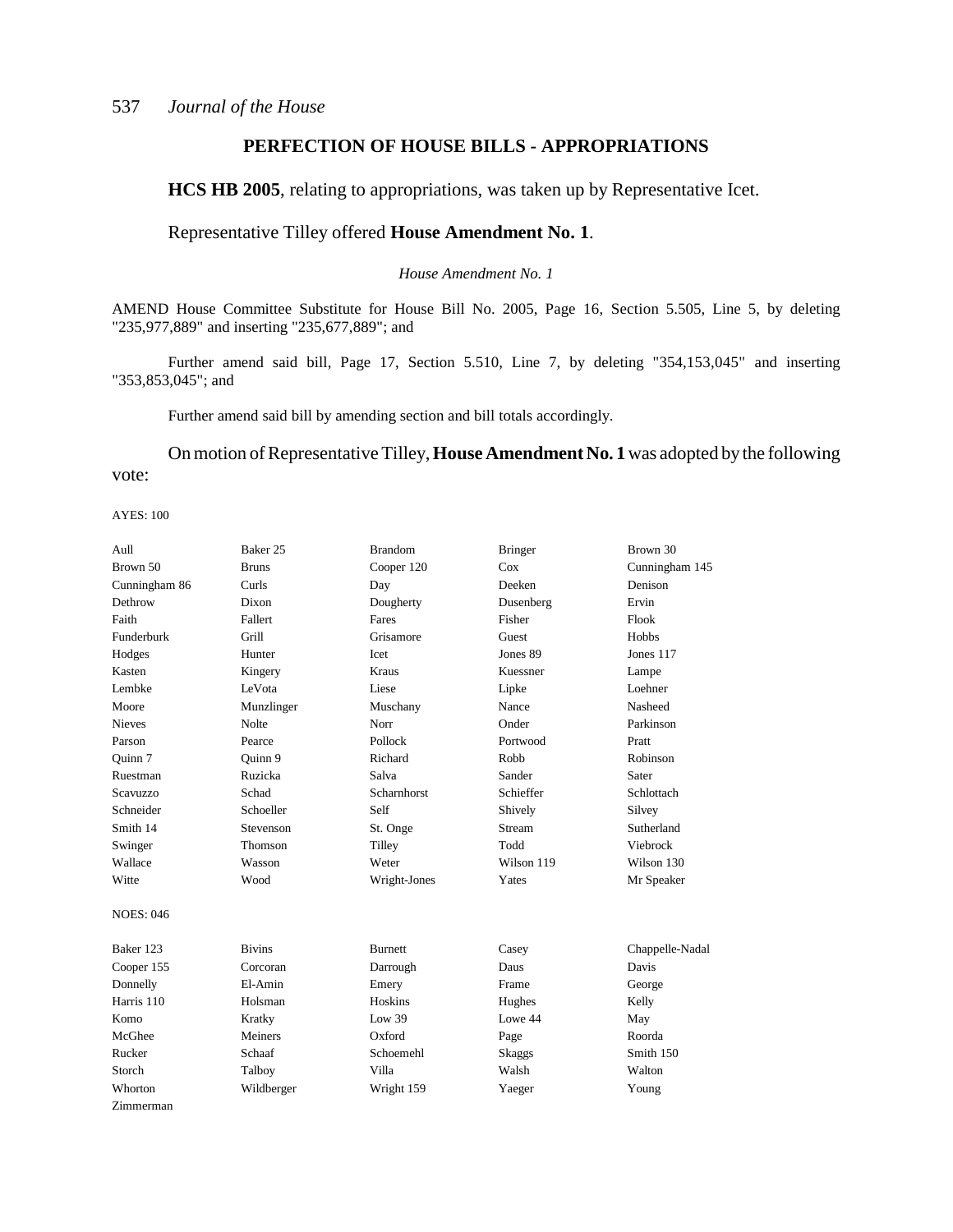## PERFECTION OF HOUSE BILLS - APPROPRIATIONS

**HCS HB 2005**, relating to appropriations, was taken up by Representative Icet.

Representative Tilley offered **House Amendment No. 1**.

*House Amendment No. 1*

AMEND House Committee Substitute for House Bill No. 2005, Page 16, Section 5.505, Line 5, by deleting "235,977,889" and inserting "235,677,889"; and

Further amend said bill, Page 17, Section 5.510, Line 7, by deleting "354,153,045" and inserting "353,853,045"; and

Further amend said bill by amending section and bill totals accordingly.

On motion of Representative Tilley, **House Amendment No. 1** was adopted by the following vote:

AYES: 100

| | | | | |
|---|---|---|---|---|
| Aull | Baker 25 | Brandom | Bringer | Brown 30 |
| Brown 50 | Bruns | Cooper 120 | Cox | Cunningham 145 |
| Cunningham 86 | Curls | Day | Deeken | Denison |
| Dethrow | Dixon | Dougherty | Dusenberg | Ervin |
| Faith | Fallert | Fares | Fisher | Flook |
| Funderburk | Grill | Grisamore | Guest | Hobbs |
| Hodges | Hunter | Icet | Jones 89 | Jones 117 |
| Kasten | Kingery | Kraus | Kuessner | Lampe |
| Lembke | LeVota | Liese | Lipke | Loehner |
| Moore | Munzlinger | Muschany | Nance | Nasheed |
| Nieves | Nolte | Norr | Onder | Parkinson |
| Parson | Pearce | Pollock | Portwood | Pratt |
| Quinn 7 | Quinn 9 | Richard | Robb | Robinson |
| Ruestman | Ruzicka | Salva | Sander | Sater |
| Scavuzzo | Schad | Scharnhorst | Schieffer | Schlottach |
| Schneider | Schoeller | Self | Shively | Silvey |
| Smith 14 | Stevenson | St. Onge | Stream | Sutherland |
| Swinger | Thomson | Tilley | Todd | Viebrock |
| Wallace | Wasson | Weter | Wilson 119 | Wilson 130 |
| Witte | Wood | Wright-Jones | Yates | Mr Speaker |

NOES: 046

| | | | | |
|---|---|---|---|---|
| Baker 123 | Bivins | Burnett | Casey | Chappelle-Nadal |
| Cooper 155 | Corcoran | Darrough | Daus | Davis |
| Donnelly | El-Amin | Emery | Frame | George |
| Harris 110 | Holsman | Hoskins | Hughes | Kelly |
| Komo | Kratky | Low 39 | Lowe 44 | May |
| McGhee | Meiners | Oxford | Page | Roorda |
| Rucker | Schaaf | Schoemehl | Skaggs | Smith 150 |
| Storch | Talboy | Villa | Walsh | Walton |
| Whorton | Wildberger | Wright 159 | Yaeger | Young |
| Zimmerman | | | | |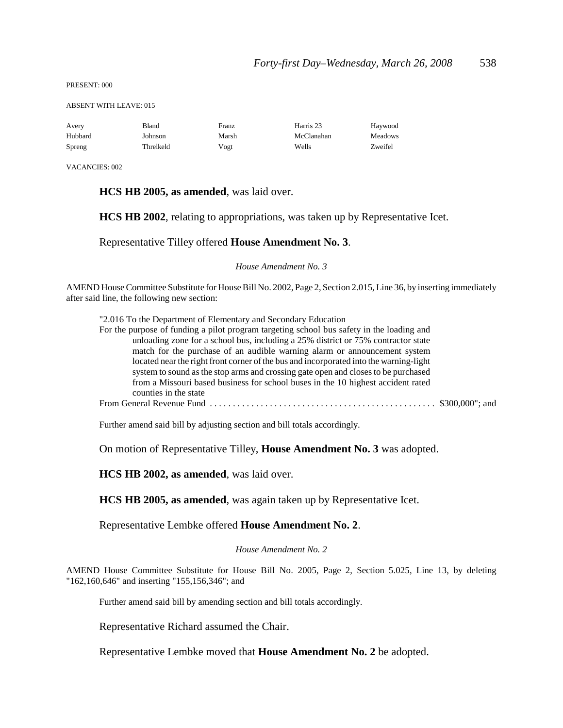PRESENT: 000

ABSENT WITH LEAVE: 015

| | | | | |
|---|---|---|---|---|
| Avery | Bland | Franz | Harris 23 | Haywood |
| Hubbard | Johnson | Marsh | McClanahan | Meadows |
| Spreng | Threlkeld | Vogt | Wells | Zweifel |

VACANCIES: 002

**HCS HB 2005, as amended**, was laid over.

**HCS HB 2002**, relating to appropriations, was taken up by Representative Icet.

Representative Tilley offered **House Amendment No. 3**.

*House Amendment No. 3*

AMEND House Committee Substitute for House Bill No. 2002, Page 2, Section 2.015, Line 36, by inserting immediately after said line, the following new section:

"2.016 To the Department of Elementary and Secondary Education
For the purpose of funding a pilot program targeting school bus safety in the loading and unloading zone for a school bus, including a 25% district or 75% contractor state match for the purchase of an audible warning alarm or announcement system located near the right front corner of the bus and incorporated into the warning-light system to sound as the stop arms and crossing gate open and closes to be purchased from a Missouri based business for school buses in the 10 highest accident rated counties in the state
From General Revenue Fund . . . . . . . . . . . . . . . . . . . . . . . . . . . . . . . . . . . . . . . . . . . . . . . . $300,000"; and

Further amend said bill by adjusting section and bill totals accordingly.

On motion of Representative Tilley, **House Amendment No. 3** was adopted.

**HCS HB 2002, as amended**, was laid over.

**HCS HB 2005, as amended**, was again taken up by Representative Icet.

Representative Lembke offered **House Amendment No. 2**.

*House Amendment No. 2*

AMEND House Committee Substitute for House Bill No. 2005, Page 2, Section 5.025, Line 13, by deleting "162,160,646" and inserting "155,156,346"; and

Further amend said bill by amending section and bill totals accordingly.

Representative Richard assumed the Chair.

Representative Lembke moved that **House Amendment No. 2** be adopted.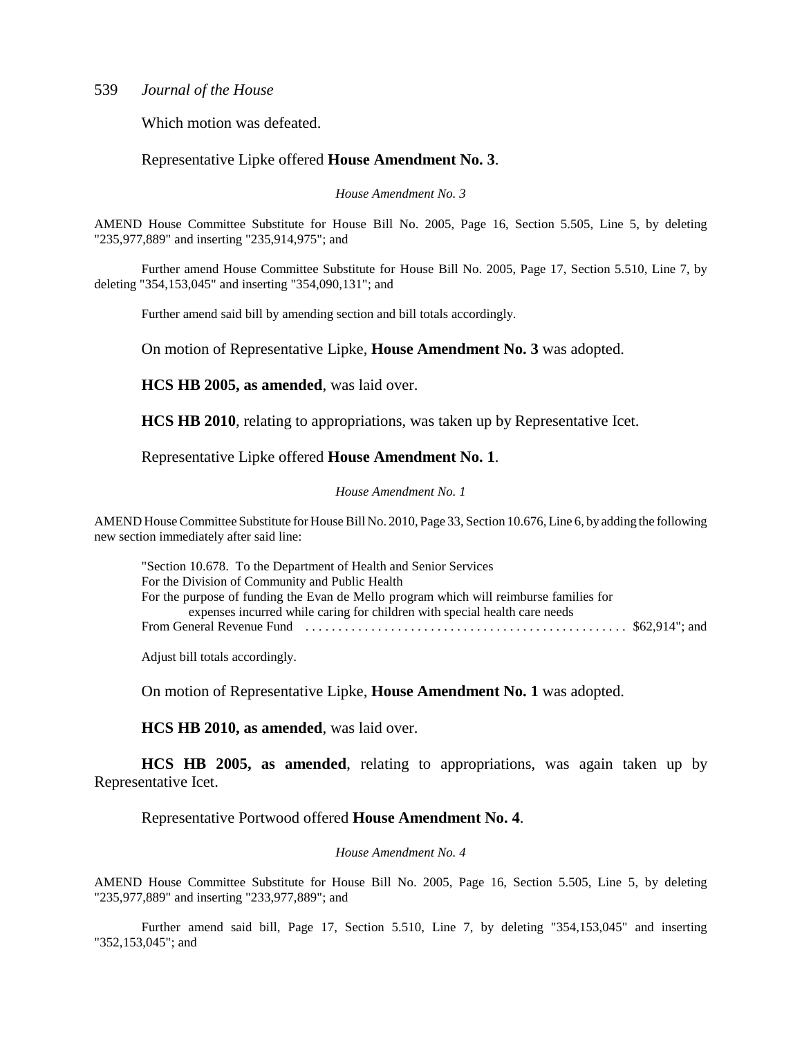Which motion was defeated.

Representative Lipke offered **House Amendment No. 3**.

*House Amendment No. 3*

AMEND House Committee Substitute for House Bill No. 2005, Page 16, Section 5.505, Line 5, by deleting "235,977,889" and inserting "235,914,975"; and

Further amend House Committee Substitute for House Bill No. 2005, Page 17, Section 5.510, Line 7, by deleting "354,153,045" and inserting "354,090,131"; and

Further amend said bill by amending section and bill totals accordingly.

On motion of Representative Lipke, **House Amendment No. 3** was adopted.

**HCS HB 2005, as amended**, was laid over.

**HCS HB 2010**, relating to appropriations, was taken up by Representative Icet.

Representative Lipke offered **House Amendment No. 1**.

*House Amendment No. 1*

AMEND House Committee Substitute for House Bill No. 2010, Page 33, Section 10.676, Line 6, by adding the following new section immediately after said line:

"Section 10.678. To the Department of Health and Senior Services
For the Division of Community and Public Health
For the purpose of funding the Evan de Mello program which will reimburse families for expenses incurred while caring for children with special health care needs
From General Revenue Fund . . . . . . . . . . . . . . . . . . . . . . . . . . . . . . . . . . . . . . . . . . . . . . . $62,914"; and

Adjust bill totals accordingly.

On motion of Representative Lipke, **House Amendment No. 1** was adopted.

**HCS HB 2010, as amended**, was laid over.

**HCS HB 2005, as amended**, relating to appropriations, was again taken up by Representative Icet.

Representative Portwood offered **House Amendment No. 4**.

*House Amendment No. 4*

AMEND House Committee Substitute for House Bill No. 2005, Page 16, Section 5.505, Line 5, by deleting "235,977,889" and inserting "233,977,889"; and

Further amend said bill, Page 17, Section 5.510, Line 7, by deleting "354,153,045" and inserting "352,153,045"; and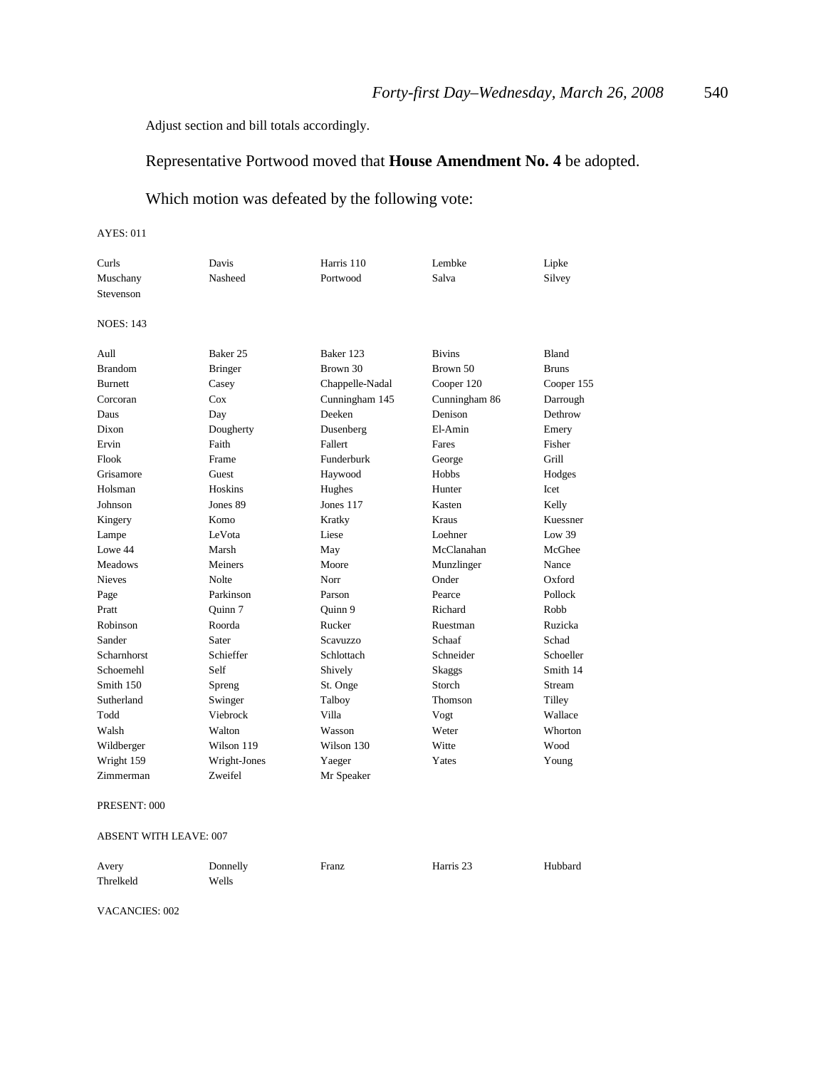Adjust section and bill totals accordingly.

Representative Portwood moved that **House Amendment No. 4** be adopted.

Which motion was defeated by the following vote:

AYES: 011

| | | | | |
|---|---|---|---|---|
| Curls | Davis | Harris 110 | Lembke | Lipke |
| Muschany | Nasheed | Portwood | Salva | Silvey |
| Stevenson | | | | |

NOES: 143

| | | | | |
|---|---|---|---|---|
| Aull | Baker 25 | Baker 123 | Bivins | Bland |
| Brandom | Bringer | Brown 30 | Brown 50 | Bruns |
| Burnett | Casey | Chappelle-Nadal | Cooper 120 | Cooper 155 |
| Corcoran | Cox | Cunningham 145 | Cunningham 86 | Darrough |
| Daus | Day | Deeken | Denison | Dethrow |
| Dixon | Dougherty | Dusenberg | El-Amin | Emery |
| Ervin | Faith | Fallert | Fares | Fisher |
| Flook | Frame | Funderburk | George | Grill |
| Grisamore | Guest | Haywood | Hobbs | Hodges |
| Holsman | Hoskins | Hughes | Hunter | Icet |
| Johnson | Jones 89 | Jones 117 | Kasten | Kelly |
| Kingery | Komo | Kratky | Kraus | Kuessner |
| Lampe | LeVota | Liese | Loehner | Low 39 |
| Lowe 44 | Marsh | May | McClanahan | McGhee |
| Meadows | Meiners | Moore | Munzlinger | Nance |
| Nieves | Nolte | Norr | Onder | Oxford |
| Page | Parkinson | Parson | Pearce | Pollock |
| Pratt | Quinn 7 | Quinn 9 | Richard | Robb |
| Robinson | Roorda | Rucker | Ruestman | Ruzicka |
| Sander | Sater | Scavuzzo | Schaaf | Schad |
| Scharnhorst | Schieffer | Schlottach | Schneider | Schoeller |
| Schoemehl | Self | Shively | Skaggs | Smith 14 |
| Smith 150 | Spreng | St. Onge | Storch | Stream |
| Sutherland | Swinger | Talboy | Thomson | Tilley |
| Todd | Viebrock | Villa | Vogt | Wallace |
| Walsh | Walton | Wasson | Weter | Whorton |
| Wildberger | Wilson 119 | Wilson 130 | Witte | Wood |
| Wright 159 | Wright-Jones | Yaeger | Yates | Young |
| Zimmerman | Zweifel | Mr Speaker | | |

PRESENT: 000

ABSENT WITH LEAVE: 007

| | | | | |
|---|---|---|---|---|
| Avery | Donnelly | Franz | Harris 23 | Hubbard |
| Threlkeld | Wells | | | |

VACANCIES: 002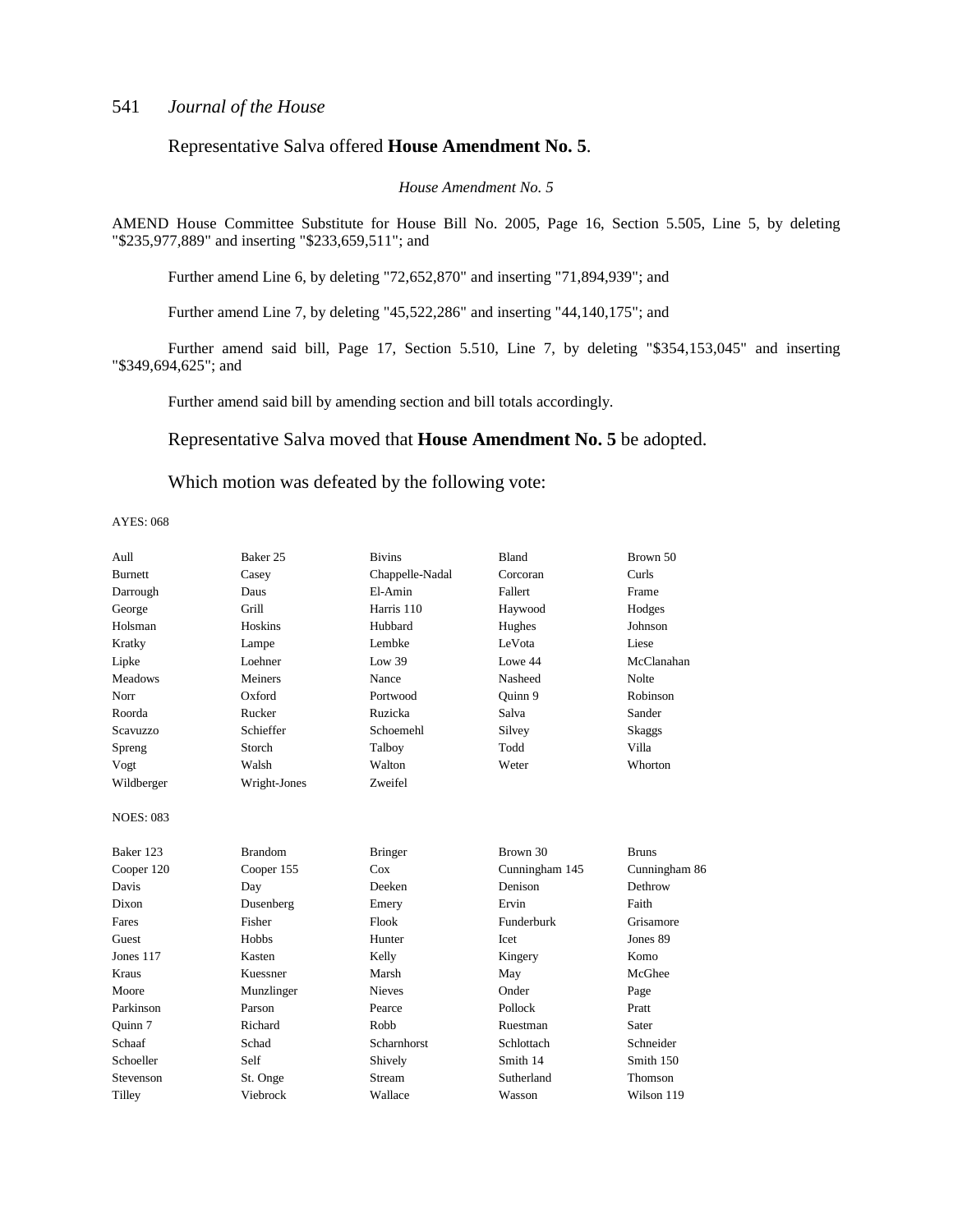Representative Salva offered **House Amendment No. 5**.

*House Amendment No. 5*

AMEND House Committee Substitute for House Bill No. 2005, Page 16, Section 5.505, Line 5, by deleting "$235,977,889" and inserting "$233,659,511"; and

Further amend Line 6, by deleting "72,652,870" and inserting "71,894,939"; and

Further amend Line 7, by deleting "45,522,286" and inserting "44,140,175"; and

Further amend said bill, Page 17, Section 5.510, Line 7, by deleting "$354,153,045" and inserting "$349,694,625"; and

Further amend said bill by amending section and bill totals accordingly.

Representative Salva moved that **House Amendment No. 5** be adopted.

Which motion was defeated by the following vote:

AYES: 068

| | | | | |
|---|---|---|---|---|
| Aull | Baker 25 | Bivins | Bland | Brown 50 |
| Burnett | Casey | Chappelle-Nadal | Corcoran | Curls |
| Darrough | Daus | El-Amin | Fallert | Frame |
| George | Grill | Harris 110 | Haywood | Hodges |
| Holsman | Hoskins | Hubbard | Hughes | Johnson |
| Kratky | Lampe | Lembke | LeVota | Liese |
| Lipke | Loehner | Low 39 | Lowe 44 | McClanahan |
| Meadows | Meiners | Nance | Nasheed | Nolte |
| Norr | Oxford | Portwood | Quinn 9 | Robinson |
| Roorda | Rucker | Ruzicka | Salva | Sander |
| Scavuzzo | Schieffer | Schoemehl | Silvey | Skaggs |
| Spreng | Storch | Talboy | Todd | Villa |
| Vogt | Walsh | Walton | Weter | Whorton |
| Wildberger | Wright-Jones | Zweifel | | |

NOES: 083

| | | | | |
|---|---|---|---|---|
| Baker 123 | Brandom | Bringer | Brown 30 | Bruns |
| Cooper 120 | Cooper 155 | Cox | Cunningham 145 | Cunningham 86 |
| Davis | Day | Deeken | Denison | Dethrow |
| Dixon | Dusenberg | Emery | Ervin | Faith |
| Fares | Fisher | Flook | Funderburk | Grisamore |
| Guest | Hobbs | Hunter | Icet | Jones 89 |
| Jones 117 | Kasten | Kelly | Kingery | Komo |
| Kraus | Kuessner | Marsh | May | McGhee |
| Moore | Munzlinger | Nieves | Onder | Page |
| Parkinson | Parson | Pearce | Pollock | Pratt |
| Quinn 7 | Richard | Robb | Ruestman | Sater |
| Schaaf | Schad | Scharnhorst | Schlottach | Schneider |
| Schoeller | Self | Shively | Smith 14 | Smith 150 |
| Stevenson | St. Onge | Stream | Sutherland | Thomson |
| Tilley | Viebrock | Wallace | Wasson | Wilson 119 |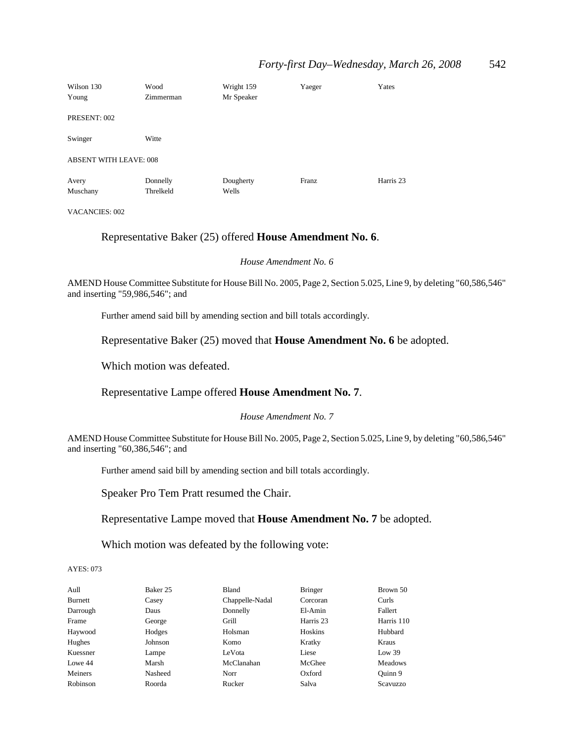| | | | | |
|---|---|---|---|---|
| Wilson 130 | Wood | Wright 159 | Yaeger | Yates |
| Young | Zimmerman | Mr Speaker | | |

PRESENT: 002

| | |
|---|---|
| Swinger | Witte |

ABSENT WITH LEAVE: 008

| | | | | |
|---|---|---|---|---|
| Avery | Donnelly | Dougherty | Franz | Harris 23 |
| Muschany | Threlkeld | Wells | | |

VACANCIES: 002

Representative Baker (25) offered **House Amendment No. 6**.

*House Amendment No. 6*

AMEND House Committee Substitute for House Bill No. 2005, Page 2, Section 5.025, Line 9, by deleting "60,586,546" and inserting "59,986,546"; and

Further amend said bill by amending section and bill totals accordingly.

Representative Baker (25) moved that **House Amendment No. 6** be adopted.

Which motion was defeated.

Representative Lampe offered **House Amendment No. 7**.

*House Amendment No. 7*

AMEND House Committee Substitute for House Bill No. 2005, Page 2, Section 5.025, Line 9, by deleting "60,586,546" and inserting "60,386,546"; and

Further amend said bill by amending section and bill totals accordingly.

Speaker Pro Tem Pratt resumed the Chair.

Representative Lampe moved that **House Amendment No. 7** be adopted.

Which motion was defeated by the following vote:

AYES: 073

| | | | | |
|---|---|---|---|---|
| Aull | Baker 25 | Bland | Bringer | Brown 50 |
| Burnett | Casey | Chappelle-Nadal | Corcoran | Curls |
| Darrough | Daus | Donnelly | El-Amin | Fallert |
| Frame | George | Grill | Harris 23 | Harris 110 |
| Haywood | Hodges | Holsman | Hoskins | Hubbard |
| Hughes | Johnson | Komo | Kratky | Kraus |
| Kuessner | Lampe | LeVota | Liese | Low 39 |
| Lowe 44 | Marsh | McClanahan | McGhee | Meadows |
| Meiners | Nasheed | Norr | Oxford | Quinn 9 |
| Robinson | Roorda | Rucker | Salva | Scavuzzo |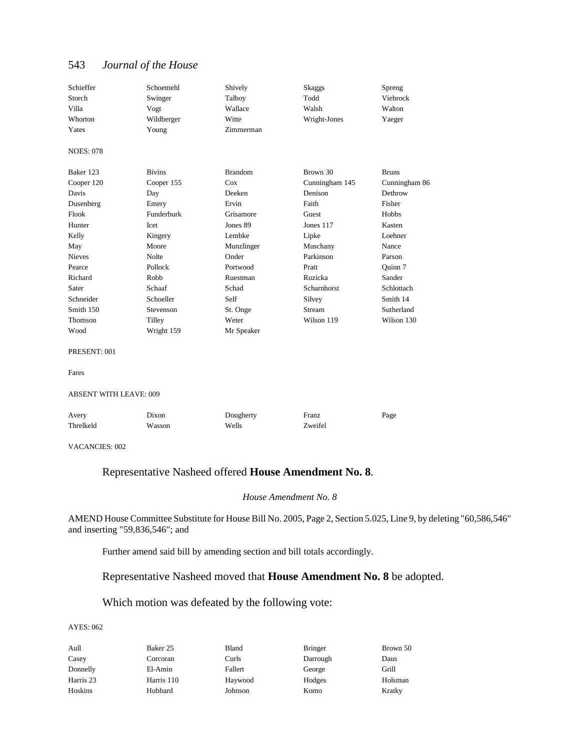| | | | | |
|---|---|---|---|---|
| Schieffer | Schoemehl | Shively | Skaggs | Spreng |
| Storch | Swinger | Talboy | Todd | Viebrock |
| Villa | Vogt | Wallace | Walsh | Walton |
| Whorton | Wildberger | Witte | Wright-Jones | Yaeger |
| Yates | Young | Zimmerman | | |

NOES: 078

| | | | | |
|---|---|---|---|---|
| Baker 123 | Bivins | Brandom | Brown 30 | Bruns |
| Cooper 120 | Cooper 155 | Cox | Cunningham 145 | Cunningham 86 |
| Davis | Day | Deeken | Denison | Dethrow |
| Dusenberg | Emery | Ervin | Faith | Fisher |
| Flook | Funderburk | Grisamore | Guest | Hobbs |
| Hunter | Icet | Jones 89 | Jones 117 | Kasten |
| Kelly | Kingery | Lembke | Lipke | Loehner |
| May | Moore | Munzlinger | Muschany | Nance |
| Nieves | Nolte | Onder | Parkinson | Parson |
| Pearce | Pollock | Portwood | Pratt | Quinn 7 |
| Richard | Robb | Ruestman | Ruzicka | Sander |
| Sater | Schaaf | Schad | Scharnhorst | Schlottach |
| Schneider | Schoeller | Self | Silvey | Smith 14 |
| Smith 150 | Stevenson | St. Onge | Stream | Sutherland |
| Thomson | Tilley | Weter | Wilson 119 | Wilson 130 |
| Wood | Wright 159 | Mr Speaker | | |

PRESENT: 001

Fares

ABSENT WITH LEAVE: 009

| | | | | |
|---|---|---|---|---|
| Avery | Dixon | Dougherty | Franz | Page |
| Threlkeld | Wasson | Wells | Zweifel | |

VACANCIES: 002

Representative Nasheed offered **House Amendment No. 8**.

*House Amendment No. 8*

AMEND House Committee Substitute for House Bill No. 2005, Page 2, Section 5.025, Line 9, by deleting "60,586,546" and inserting "59,836,546"; and

Further amend said bill by amending section and bill totals accordingly.

Representative Nasheed moved that **House Amendment No. 8** be adopted.

Which motion was defeated by the following vote:

AYES: 062

| | | | | |
|---|---|---|---|---|
| Aull | Baker 25 | Bland | Bringer | Brown 50 |
| Casey | Corcoran | Curls | Darrough | Daus |
| Donnelly | El-Amin | Fallert | George | Grill |
| Harris 23 | Harris 110 | Haywood | Hodges | Holsman |
| Hoskins | Hubbard | Johnson | Komo | Kratky |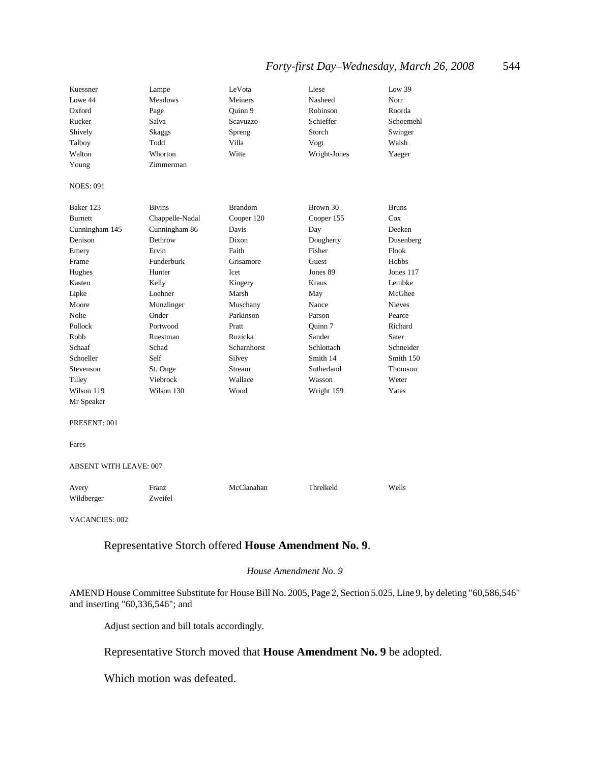| | | | | |
|---|---|---|---|---|
| Kuessner | Lampe | LeVota | Liese | Low 39 |
| Lowe 44 | Meadows | Meiners | Nasheed | Norr |
| Oxford | Page | Quinn 9 | Robinson | Roorda |
| Rucker | Salva | Scavuzzo | Schieffer | Schoemehl |
| Shively | Skaggs | Spreng | Storch | Swinger |
| Talboy | Todd | Villa | Vogt | Walsh |
| Walton | Whorton | Witte | Wright-Jones | Yaeger |
| Young | Zimmerman | | | |

NOES: 091

| | | | | |
|---|---|---|---|---|
| Baker 123 | Bivins | Brandom | Brown 30 | Bruns |
| Burnett | Chappelle-Nadal | Cooper 120 | Cooper 155 | Cox |
| Cunningham 145 | Cunningham 86 | Davis | Day | Deeken |
| Denison | Dethrow | Dixon | Dougherty | Dusenberg |
| Emery | Ervin | Faith | Fisher | Flook |
| Frame | Funderburk | Grisamore | Guest | Hobbs |
| Hughes | Hunter | Icet | Jones 89 | Jones 117 |
| Kasten | Kelly | Kingery | Kraus | Lembke |
| Lipke | Loehner | Marsh | May | McGhee |
| Moore | Munzlinger | Muschany | Nance | Nieves |
| Nolte | Onder | Parkinson | Parson | Pearce |
| Pollock | Portwood | Pratt | Quinn 7 | Richard |
| Robb | Ruestman | Ruzicka | Sander | Sater |
| Schaaf | Schad | Scharnhorst | Schlottach | Schneider |
| Schoeller | Self | Silvey | Smith 14 | Smith 150 |
| Stevenson | St. Onge | Stream | Sutherland | Thomson |
| Tilley | Viebrock | Wallace | Wasson | Weter |
| Wilson 119 | Wilson 130 | Wood | Wright 159 | Yates |
| Mr Speaker | | | | |

PRESENT: 001

Fares

ABSENT WITH LEAVE: 007

| | | | | |
|---|---|---|---|---|
| Avery | Franz | McClanahan | Threlkeld | Wells |
| Wildberger | Zweifel | | | |

VACANCIES: 002

Representative Storch offered **House Amendment No. 9**.

*House Amendment No. 9*

AMEND House Committee Substitute for House Bill No. 2005, Page 2, Section 5.025, Line 9, by deleting "60,586,546" and inserting "60,336,546"; and

Adjust section and bill totals accordingly.

Representative Storch moved that **House Amendment No. 9** be adopted.

Which motion was defeated.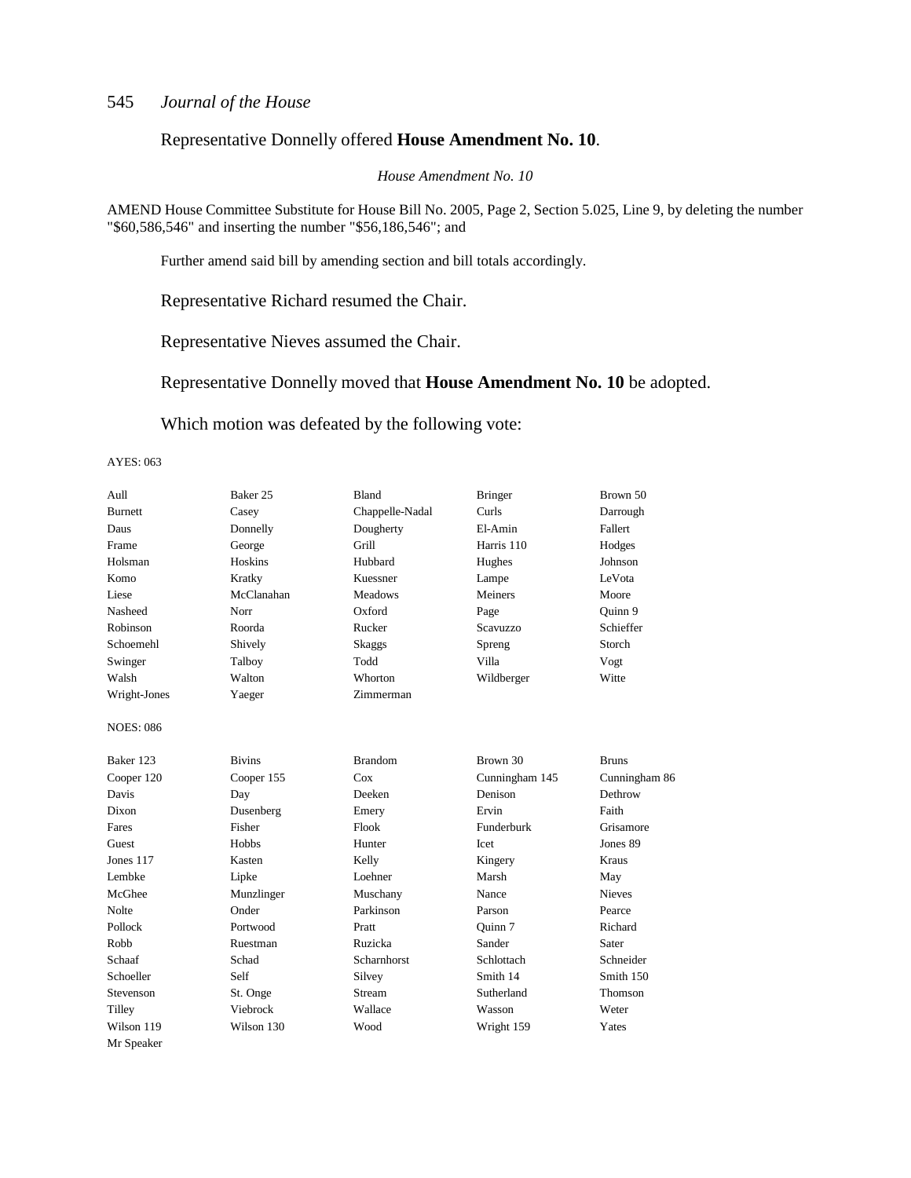Representative Donnelly offered **House Amendment No. 10**.

*House Amendment No. 10*

AMEND House Committee Substitute for House Bill No. 2005, Page 2, Section 5.025, Line 9, by deleting the number "$60,586,546" and inserting the number "$56,186,546"; and

Further amend said bill by amending section and bill totals accordingly.

Representative Richard resumed the Chair.

Representative Nieves assumed the Chair.

Representative Donnelly moved that **House Amendment No. 10** be adopted.

Which motion was defeated by the following vote:

AYES: 063

| | | | | |
|---|---|---|---|---|
| Aull | Baker 25 | Bland | Bringer | Brown 50 |
| Burnett | Casey | Chappelle-Nadal | Curls | Darrough |
| Daus | Donnelly | Dougherty | El-Amin | Fallert |
| Frame | George | Grill | Harris 110 | Hodges |
| Holsman | Hoskins | Hubbard | Hughes | Johnson |
| Komo | Kratky | Kuessner | Lampe | LeVota |
| Liese | McClanahan | Meadows | Meiners | Moore |
| Nasheed | Norr | Oxford | Page | Quinn 9 |
| Robinson | Roorda | Rucker | Scavuzzo | Schieffer |
| Schoemehl | Shively | Skaggs | Spreng | Storch |
| Swinger | Talboy | Todd | Villa | Vogt |
| Walsh | Walton | Whorton | Wildberger | Witte |
| Wright-Jones | Yaeger | Zimmerman | | |

NOES: 086

| | | | | |
|---|---|---|---|---|
| Baker 123 | Bivins | Brandom | Brown 30 | Bruns |
| Cooper 120 | Cooper 155 | Cox | Cunningham 145 | Cunningham 86 |
| Davis | Day | Deeken | Denison | Dethrow |
| Dixon | Dusenberg | Emery | Ervin | Faith |
| Fares | Fisher | Flook | Funderburk | Grisamore |
| Guest | Hobbs | Hunter | Icet | Jones 89 |
| Jones 117 | Kasten | Kelly | Kingery | Kraus |
| Lembke | Lipke | Loehner | Marsh | May |
| McGhee | Munzlinger | Muschany | Nance | Nieves |
| Nolte | Onder | Parkinson | Parson | Pearce |
| Pollock | Portwood | Pratt | Quinn 7 | Richard |
| Robb | Ruestman | Ruzicka | Sander | Sater |
| Schaaf | Schad | Scharnhorst | Schlottach | Schneider |
| Schoeller | Self | Silvey | Smith 14 | Smith 150 |
| Stevenson | St. Onge | Stream | Sutherland | Thomson |
| Tilley | Viebrock | Wallace | Wasson | Weter |
| Wilson 119 | Wilson 130 | Wood | Wright 159 | Yates |
| Mr Speaker | | | | |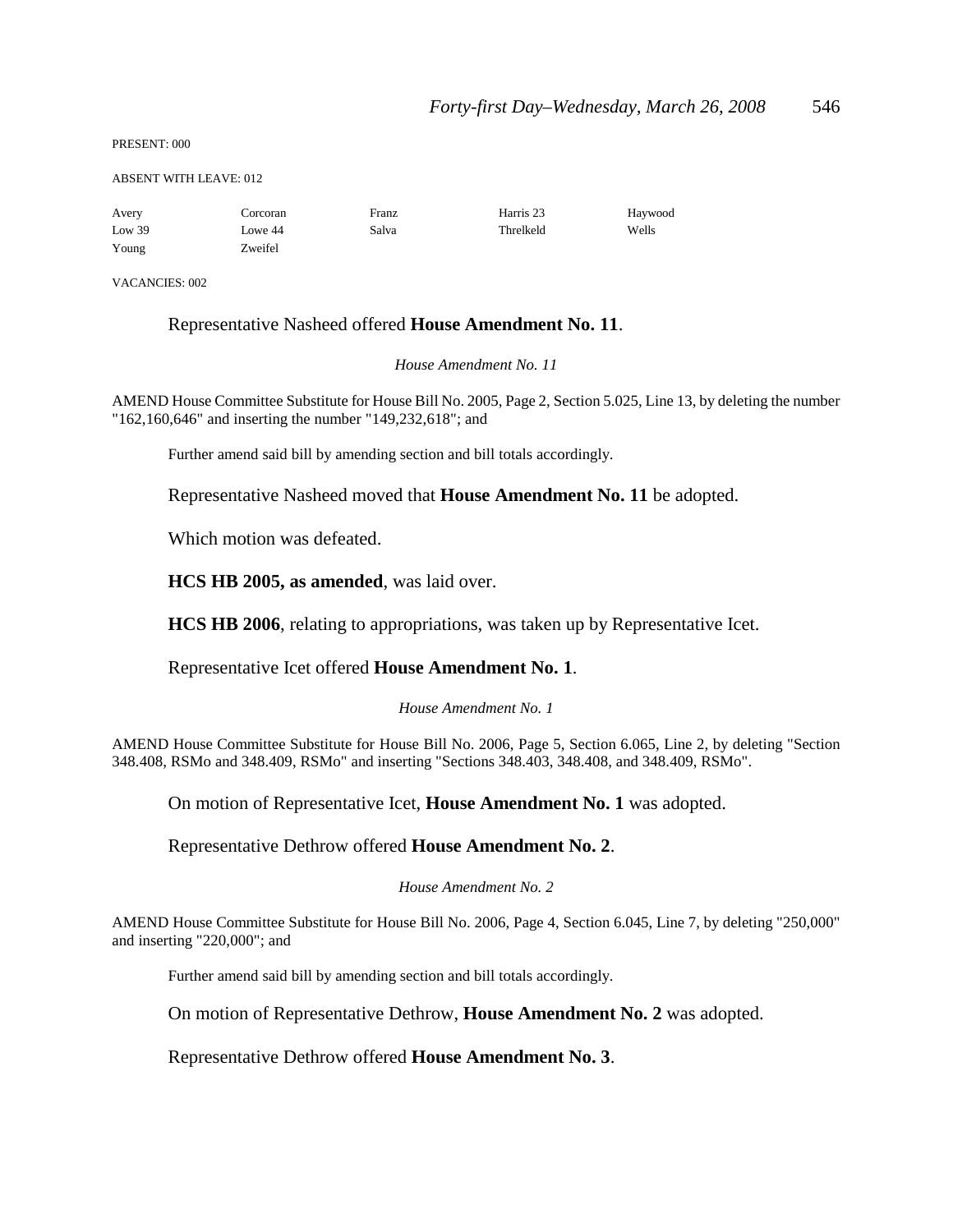PRESENT: 000

ABSENT WITH LEAVE: 012

| Avery | Corcoran | Franz | Harris 23 | Haywood |
|---|---|---|---|---|
| Low 39 | Lowe 44 | Salva | Threlkeld | Wells |
| Young | Zweifel | | | |

VACANCIES: 002

Representative Nasheed offered **House Amendment No. 11**.

*House Amendment No. 11*

AMEND House Committee Substitute for House Bill No. 2005, Page 2, Section 5.025, Line 13, by deleting the number "162,160,646" and inserting the number "149,232,618"; and

Further amend said bill by amending section and bill totals accordingly.

Representative Nasheed moved that **House Amendment No. 11** be adopted.

Which motion was defeated.

**HCS HB 2005, as amended**, was laid over.

**HCS HB 2006**, relating to appropriations, was taken up by Representative Icet.

Representative Icet offered **House Amendment No. 1**.

*House Amendment No. 1*

AMEND House Committee Substitute for House Bill No. 2006, Page 5, Section 6.065, Line 2, by deleting "Section 348.408, RSMo and 348.409, RSMo" and inserting "Sections 348.403, 348.408, and 348.409, RSMo".

On motion of Representative Icet, **House Amendment No. 1** was adopted.

Representative Dethrow offered **House Amendment No. 2**.

*House Amendment No. 2*

AMEND House Committee Substitute for House Bill No. 2006, Page 4, Section 6.045, Line 7, by deleting "250,000" and inserting "220,000"; and

Further amend said bill by amending section and bill totals accordingly.

On motion of Representative Dethrow, **House Amendment No. 2** was adopted.

Representative Dethrow offered **House Amendment No. 3**.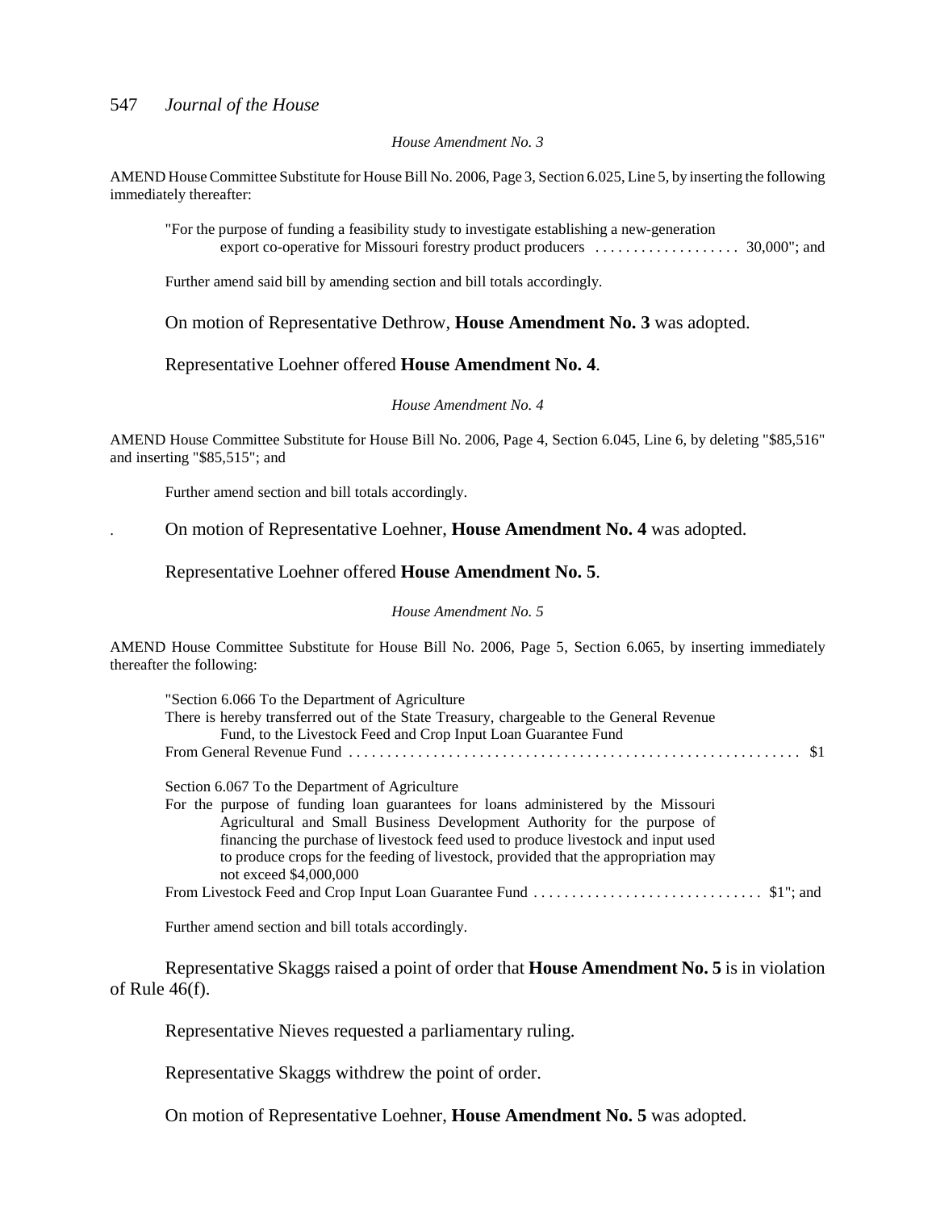*House Amendment No. 3*

AMEND House Committee Substitute for House Bill No. 2006, Page 3, Section 6.025, Line 5, by inserting the following immediately thereafter:

"For the purpose of funding a feasibility study to investigate establishing a new-generation export co-operative for Missouri forestry product producers . . . . . . . . . . . . . . . . . . . 30,000"; and

Further amend said bill by amending section and bill totals accordingly.

On motion of Representative Dethrow, **House Amendment No. 3** was adopted.

Representative Loehner offered **House Amendment No. 4**.

*House Amendment No. 4*

AMEND House Committee Substitute for House Bill No. 2006, Page 4, Section 6.045, Line 6, by deleting "$85,516" and inserting "$85,515"; and

Further amend section and bill totals accordingly.

On motion of Representative Loehner, **House Amendment No. 4** was adopted.

Representative Loehner offered **House Amendment No. 5**.

*House Amendment No. 5*

AMEND House Committee Substitute for House Bill No. 2006, Page 5, Section 6.065, by inserting immediately thereafter the following:

"Section 6.066 To the Department of Agriculture
There is hereby transferred out of the State Treasury, chargeable to the General Revenue Fund, to the Livestock Feed and Crop Input Loan Guarantee Fund
From General Revenue Fund . . . . . . . . . . . . . . . . . . . . . . . . . . . . . . . . . . . . . . . . . . . . . . . . . . . . . . . . $1

Section 6.067 To the Department of Agriculture
For the purpose of funding loan guarantees for loans administered by the Missouri Agricultural and Small Business Development Authority for the purpose of financing the purchase of livestock feed used to produce livestock and input used to produce crops for the feeding of livestock, provided that the appropriation may not exceed $4,000,000
From Livestock Feed and Crop Input Loan Guarantee Fund . . . . . . . . . . . . . . . . . . . . . . . . . . . . . $1"; and

Further amend section and bill totals accordingly.

Representative Skaggs raised a point of order that **House Amendment No. 5** is in violation of Rule 46(f).

Representative Nieves requested a parliamentary ruling.

Representative Skaggs withdrew the point of order.

On motion of Representative Loehner, **House Amendment No. 5** was adopted.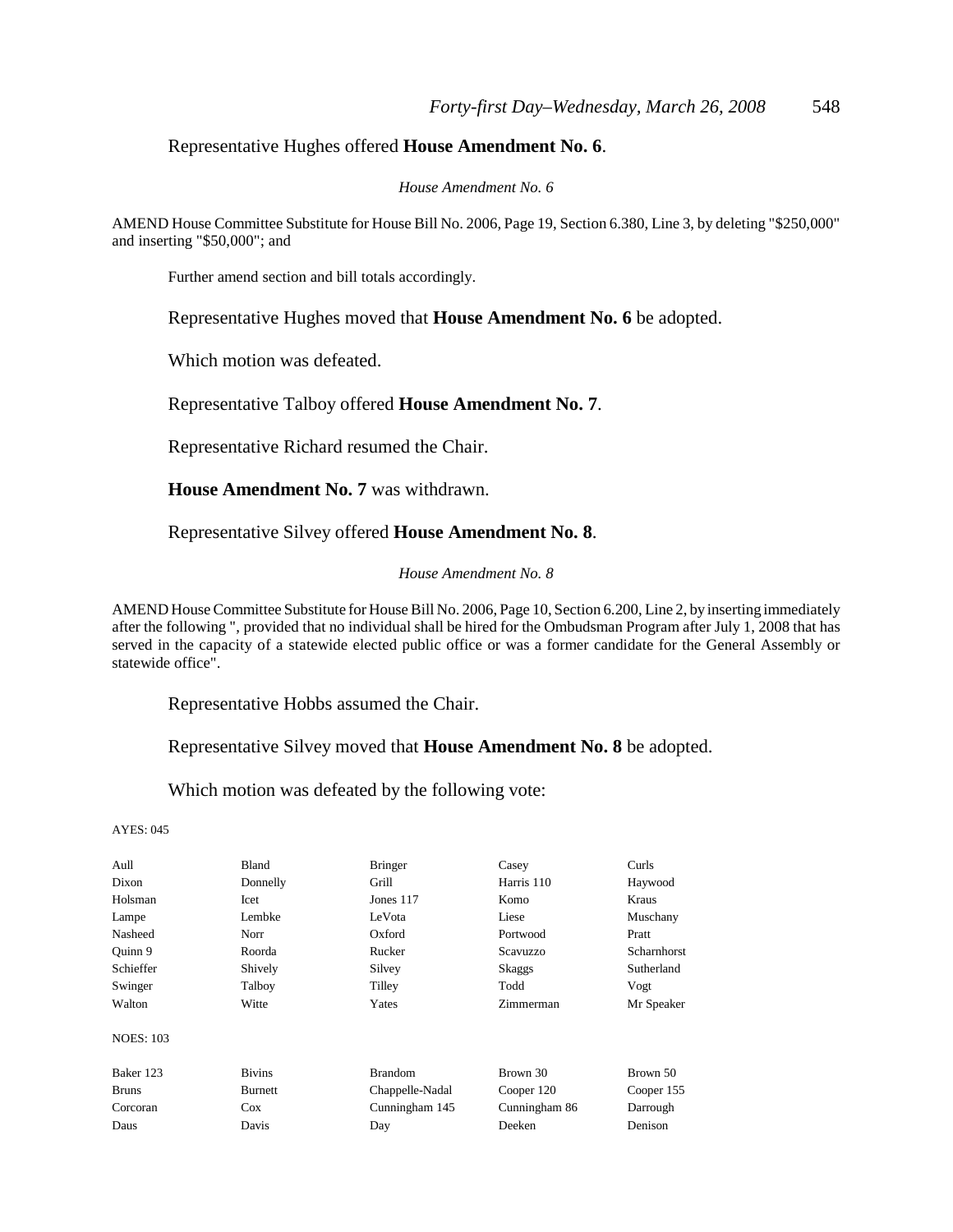Representative Hughes offered **House Amendment No. 6**.

*House Amendment No. 6*

AMEND House Committee Substitute for House Bill No. 2006, Page 19, Section 6.380, Line 3, by deleting "$250,000" and inserting "$50,000"; and

Further amend section and bill totals accordingly.

Representative Hughes moved that **House Amendment No. 6** be adopted.

Which motion was defeated.

Representative Talboy offered **House Amendment No. 7**.

Representative Richard resumed the Chair.

**House Amendment No. 7** was withdrawn.

Representative Silvey offered **House Amendment No. 8**.

*House Amendment No. 8*

AMEND House Committee Substitute for House Bill No. 2006, Page 10, Section 6.200, Line 2, by inserting immediately after the following ", provided that no individual shall be hired for the Ombudsman Program after July 1, 2008 that has served in the capacity of a statewide elected public office or was a former candidate for the General Assembly or statewide office".

Representative Hobbs assumed the Chair.

Representative Silvey moved that **House Amendment No. 8** be adopted.

Which motion was defeated by the following vote:

AYES: 045

| | | | | |
|---|---|---|---|---|
| Aull | Bland | Bringer | Casey | Curls |
| Dixon | Donnelly | Grill | Harris 110 | Haywood |
| Holsman | Icet | Jones 117 | Komo | Kraus |
| Lampe | Lembke | LeVota | Liese | Muschany |
| Nasheed | Norr | Oxford | Portwood | Pratt |
| Quinn 9 | Roorda | Rucker | Scavuzzo | Scharnhorst |
| Schieffer | Shively | Silvey | Skaggs | Sutherland |
| Swinger | Talboy | Tilley | Todd | Vogt |
| Walton | Witte | Yates | Zimmerman | Mr Speaker |

NOES: 103

| | | | | |
|---|---|---|---|---|
| Baker 123 | Bivins | Brandom | Brown 30 | Brown 50 |
| Bruns | Burnett | Chappelle-Nadal | Cooper 120 | Cooper 155 |
| Corcoran | Cox | Cunningham 145 | Cunningham 86 | Darrough |
| Daus | Davis | Day | Deeken | Denison |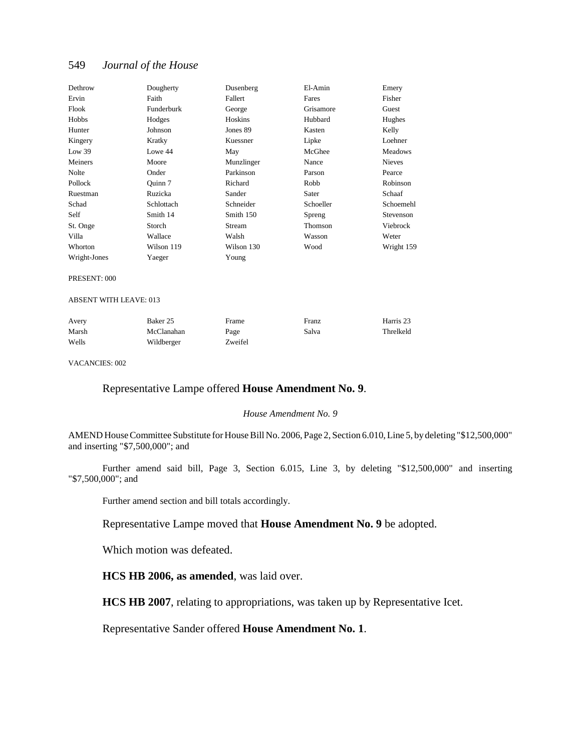| | | | | |
|---|---|---|---|---|
| Dethrow | Dougherty | Dusenberg | El-Amin | Emery |
| Ervin | Faith | Fallert | Fares | Fisher |
| Flook | Funderburk | George | Grisamore | Guest |
| Hobbs | Hodges | Hoskins | Hubbard | Hughes |
| Hunter | Johnson | Jones 89 | Kasten | Kelly |
| Kingery | Kratky | Kuessner | Lipke | Loehner |
| Low 39 | Lowe 44 | May | McGhee | Meadows |
| Meiners | Moore | Munzlinger | Nance | Nieves |
| Nolte | Onder | Parkinson | Parson | Pearce |
| Pollock | Quinn 7 | Richard | Robb | Robinson |
| Ruestman | Ruzicka | Sander | Sater | Schaaf |
| Schad | Schlottach | Schneider | Schoeller | Schoemehl |
| Self | Smith 14 | Smith 150 | Spreng | Stevenson |
| St. Onge | Storch | Stream | Thomson | Viebrock |
| Villa | Wallace | Walsh | Wasson | Weter |
| Whorton | Wilson 119 | Wilson 130 | Wood | Wright 159 |
| Wright-Jones | Yaeger | Young | | |

PRESENT: 000

ABSENT WITH LEAVE: 013

| | | | | |
|---|---|---|---|---|
| Avery | Baker 25 | Frame | Franz | Harris 23 |
| Marsh | McClanahan | Page | Salva | Threlkeld |
| Wells | Wildberger | Zweifel | | |

VACANCIES: 002

Representative Lampe offered **House Amendment No. 9**.

*House Amendment No. 9*

AMEND House Committee Substitute for House Bill No. 2006, Page 2, Section 6.010, Line 5, by deleting "$12,500,000" and inserting "$7,500,000"; and

Further amend said bill, Page 3, Section 6.015, Line 3, by deleting "$12,500,000" and inserting "$7,500,000"; and

Further amend section and bill totals accordingly.

Representative Lampe moved that **House Amendment No. 9** be adopted.

Which motion was defeated.

**HCS HB 2006, as amended**, was laid over.

**HCS HB 2007**, relating to appropriations, was taken up by Representative Icet.

Representative Sander offered **House Amendment No. 1**.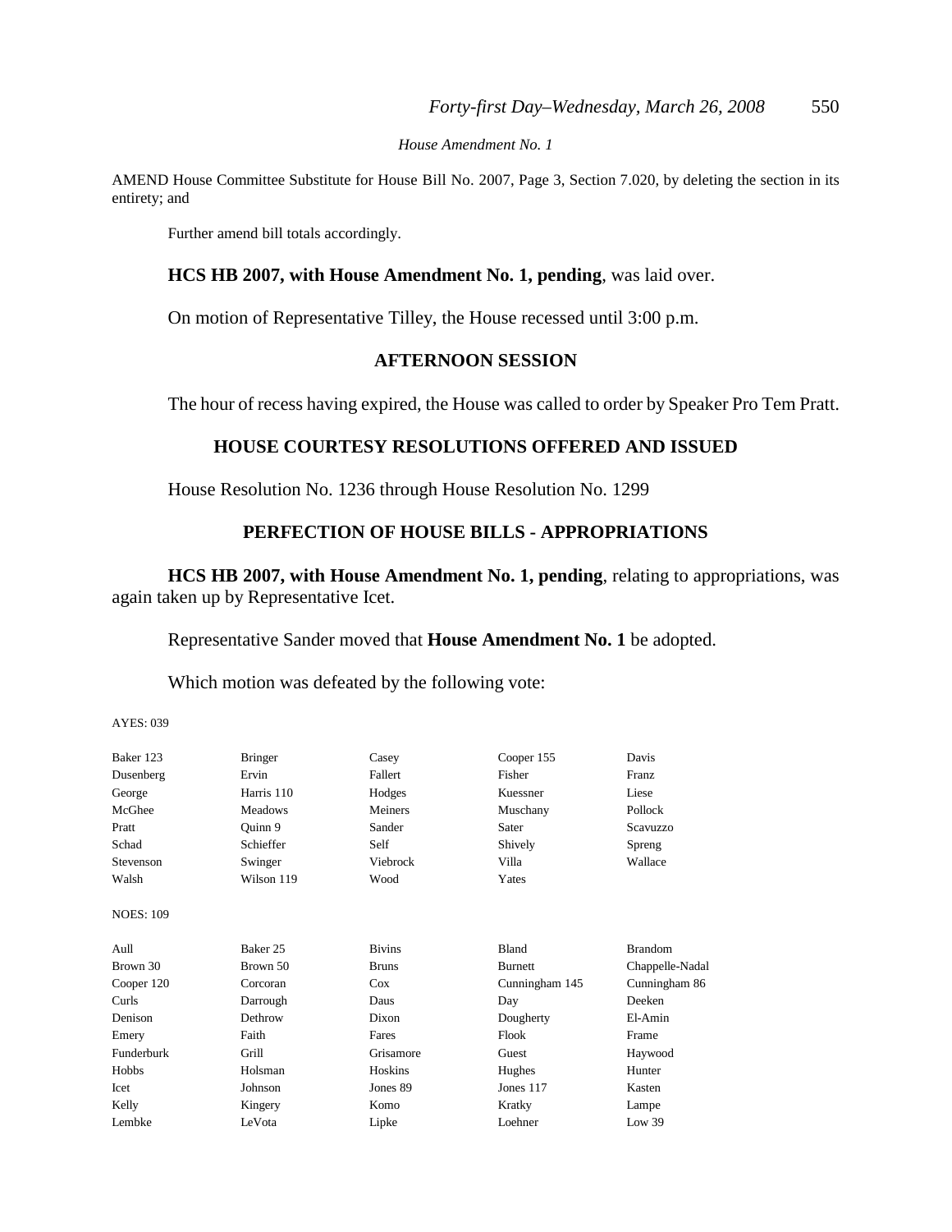*House Amendment No. 1*

AMEND House Committee Substitute for House Bill No. 2007, Page 3, Section 7.020, by deleting the section in its entirety; and

Further amend bill totals accordingly.

**HCS HB 2007, with House Amendment No. 1, pending**, was laid over.

On motion of Representative Tilley, the House recessed until 3:00 p.m.

## AFTERNOON SESSION

The hour of recess having expired, the House was called to order by Speaker Pro Tem Pratt.

## HOUSE COURTESY RESOLUTIONS OFFERED AND ISSUED

House Resolution No. 1236 through House Resolution No. 1299

## PERFECTION OF HOUSE BILLS - APPROPRIATIONS

**HCS HB 2007, with House Amendment No. 1, pending**, relating to appropriations, was again taken up by Representative Icet.

Representative Sander moved that **House Amendment No. 1** be adopted.

Which motion was defeated by the following vote:

AYES: 039

| | | | | |
|---|---|---|---|---|
| Baker 123 | Bringer | Casey | Cooper 155 | Davis |
| Dusenberg | Ervin | Fallert | Fisher | Franz |
| George | Harris 110 | Hodges | Kuessner | Liese |
| McGhee | Meadows | Meiners | Muschany | Pollock |
| Pratt | Quinn 9 | Sander | Sater | Scavuzzo |
| Schad | Schieffer | Self | Shively | Spreng |
| Stevenson | Swinger | Viebrock | Villa | Wallace |
| Walsh | Wilson 119 | Wood | Yates | |

NOES: 109

| | | | | |
|---|---|---|---|---|
| Aull | Baker 25 | Bivins | Bland | Brandom |
| Brown 30 | Brown 50 | Bruns | Burnett | Chappelle-Nadal |
| Cooper 120 | Corcoran | Cox | Cunningham 145 | Cunningham 86 |
| Curls | Darrough | Daus | Day | Deeken |
| Denison | Dethrow | Dixon | Dougherty | El-Amin |
| Emery | Faith | Fares | Flook | Frame |
| Funderburk | Grill | Grisamore | Guest | Haywood |
| Hobbs | Holsman | Hoskins | Hughes | Hunter |
| Icet | Johnson | Jones 89 | Jones 117 | Kasten |
| Kelly | Kingery | Komo | Kratky | Lampe |
| Lembke | LeVota | Lipke | Loehner | Low 39 |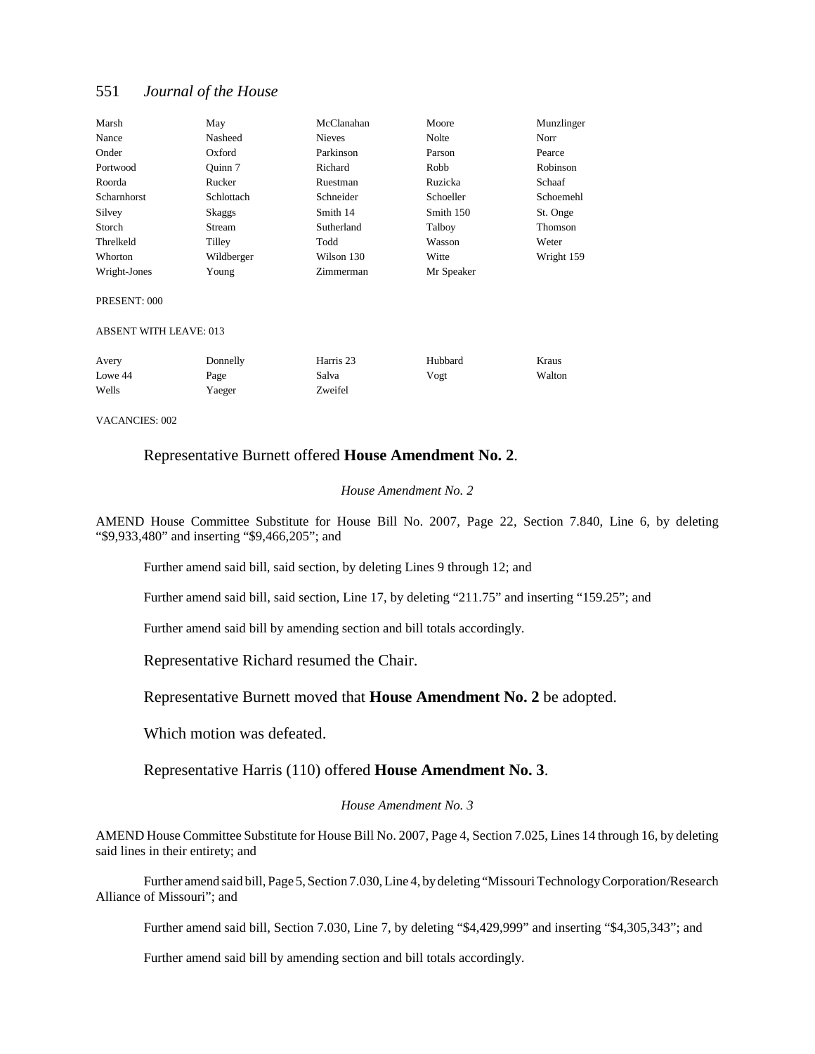| Marsh | May | McClanahan | Moore | Munzlinger |
|---|---|---|---|---|
| Nance | Nasheed | Nieves | Nolte | Norr |
| Onder | Oxford | Parkinson | Parson | Pearce |
| Portwood | Quinn 7 | Richard | Robb | Robinson |
| Roorda | Rucker | Ruestman | Ruzicka | Schaaf |
| Scharnhorst | Schlottach | Schneider | Schoeller | Schoemehl |
| Silvey | Skaggs | Smith 14 | Smith 150 | St. Onge |
| Storch | Stream | Sutherland | Talboy | Thomson |
| Threlkeld | Tilley | Todd | Wasson | Weter |
| Whorton | Wildberger | Wilson 130 | Witte | Wright 159 |
| Wright-Jones | Young | Zimmerman | Mr Speaker | |

PRESENT: 000

ABSENT WITH LEAVE: 013

| Avery | Donnelly | Harris 23 | Hubbard | Kraus |
|---|---|---|---|---|
| Lowe 44 | Page | Salva | Vogt | Walton |
| Wells | Yaeger | Zweifel | | |

VACANCIES: 002

Representative Burnett offered **House Amendment No. 2**.

*House Amendment No. 2*

AMEND House Committee Substitute for House Bill No. 2007, Page 22, Section 7.840, Line 6, by deleting "$9,933,480" and inserting "$9,466,205"; and

Further amend said bill, said section, by deleting Lines 9 through 12; and

Further amend said bill, said section, Line 17, by deleting "211.75" and inserting "159.25"; and

Further amend said bill by amending section and bill totals accordingly.

Representative Richard resumed the Chair.

Representative Burnett moved that **House Amendment No. 2** be adopted.

Which motion was defeated.

Representative Harris (110) offered **House Amendment No. 3**.

*House Amendment No. 3*

AMEND House Committee Substitute for House Bill No. 2007, Page 4, Section 7.025, Lines 14 through 16, by deleting said lines in their entirety; and

Further amend said bill, Page 5, Section 7.030, Line 4, by deleting "Missouri Technology Corporation/Research Alliance of Missouri"; and

Further amend said bill, Section 7.030, Line 7, by deleting "$4,429,999" and inserting "$4,305,343"; and

Further amend said bill by amending section and bill totals accordingly.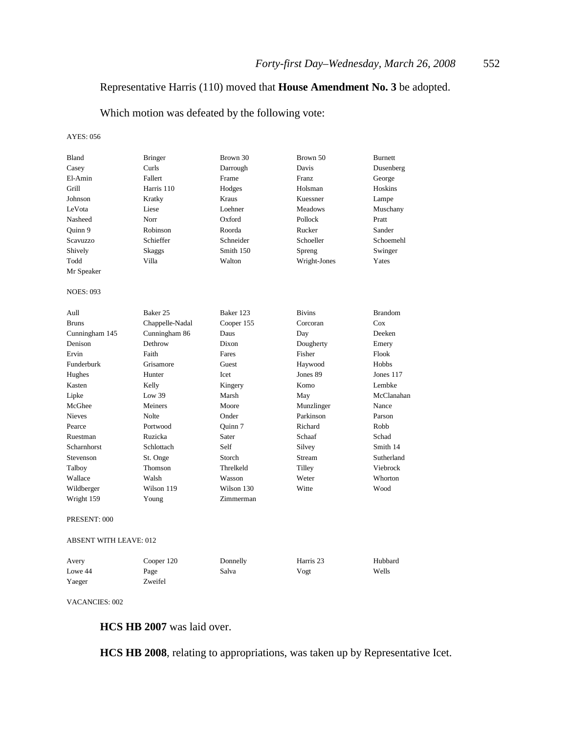Representative Harris (110) moved that **House Amendment No. 3** be adopted.

Which motion was defeated by the following vote:

AYES: 056

| | | | | |
|---|---|---|---|---|
| Bland | Bringer | Brown 30 | Brown 50 | Burnett |
| Casey | Curls | Darrough | Davis | Dusenberg |
| El-Amin | Fallert | Frame | Franz | George |
| Grill | Harris 110 | Hodges | Holsman | Hoskins |
| Johnson | Kratky | Kraus | Kuessner | Lampe |
| LeVota | Liese | Loehner | Meadows | Muschany |
| Nasheed | Norr | Oxford | Pollock | Pratt |
| Quinn 9 | Robinson | Roorda | Rucker | Sander |
| Scavuzzo | Schieffer | Schneider | Schoeller | Schoemehl |
| Shively | Skaggs | Smith 150 | Spreng | Swinger |
| Todd | Villa | Walton | Wright-Jones | Yates |
| Mr Speaker | | | | |

NOES: 093

| | | | | |
|---|---|---|---|---|
| Aull | Baker 25 | Baker 123 | Bivins | Brandom |
| Bruns | Chappelle-Nadal | Cooper 155 | Corcoran | Cox |
| Cunningham 145 | Cunningham 86 | Daus | Day | Deeken |
| Denison | Dethrow | Dixon | Dougherty | Emery |
| Ervin | Faith | Fares | Fisher | Flook |
| Funderburk | Grisamore | Guest | Haywood | Hobbs |
| Hughes | Hunter | Icet | Jones 89 | Jones 117 |
| Kasten | Kelly | Kingery | Komo | Lembke |
| Lipke | Low 39 | Marsh | May | McClanahan |
| McGhee | Meiners | Moore | Munzlinger | Nance |
| Nieves | Nolte | Onder | Parkinson | Parson |
| Pearce | Portwood | Quinn 7 | Richard | Robb |
| Ruestman | Ruzicka | Sater | Schaaf | Schad |
| Scharnhorst | Schlottach | Self | Silvey | Smith 14 |
| Stevenson | St. Onge | Storch | Stream | Sutherland |
| Talboy | Thomson | Threlkeld | Tilley | Viebrock |
| Wallace | Walsh | Wasson | Weter | Whorton |
| Wildberger | Wilson 119 | Wilson 130 | Witte | Wood |
| Wright 159 | Young | Zimmerman | | |

PRESENT: 000

ABSENT WITH LEAVE: 012

| | | | | |
|---|---|---|---|---|
| Avery | Cooper 120 | Donnelly | Harris 23 | Hubbard |
| Lowe 44 | Page | Salva | Vogt | Wells |
| Yaeger | Zweifel | | | |

VACANCIES: 002

**HCS HB 2007** was laid over.

**HCS HB 2008**, relating to appropriations, was taken up by Representative Icet.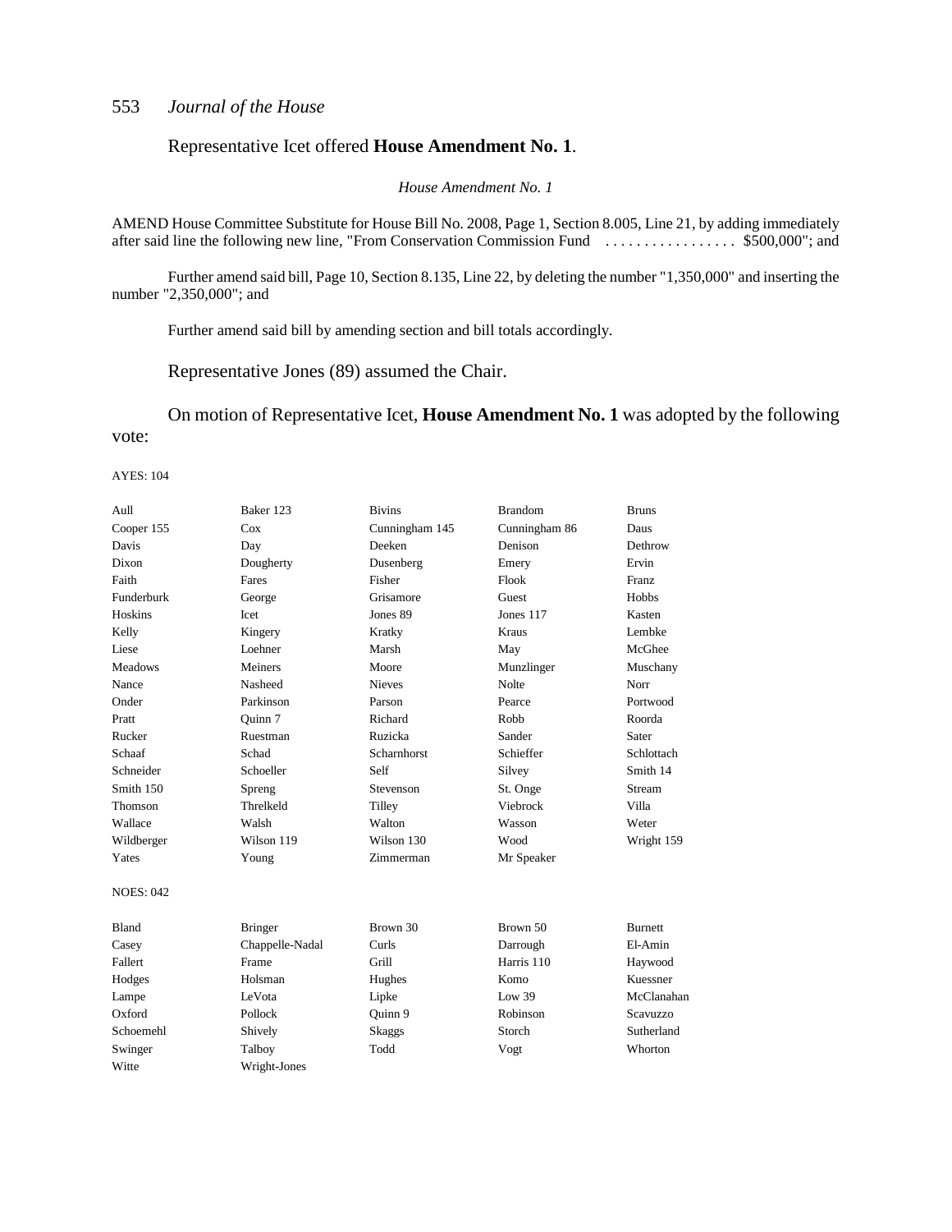Representative Icet offered **House Amendment No. 1**.

*House Amendment No. 1*

AMEND House Committee Substitute for House Bill No. 2008, Page 1, Section 8.005, Line 21, by adding immediately after said line the following new line, "From Conservation Commission Fund . . . . . . . . . . . . . . . . . $500,000"; and

Further amend said bill, Page 10, Section 8.135, Line 22, by deleting the number "1,350,000" and inserting the number "2,350,000"; and

Further amend said bill by amending section and bill totals accordingly.

Representative Jones (89) assumed the Chair.

On motion of Representative Icet, **House Amendment No. 1** was adopted by the following vote:

AYES: 104

| | | | | |
|---|---|---|---|---|
| Aull | Baker 123 | Bivins | Brandom | Bruns |
| Cooper 155 | Cox | Cunningham 145 | Cunningham 86 | Daus |
| Davis | Day | Deeken | Denison | Dethrow |
| Dixon | Dougherty | Dusenberg | Emery | Ervin |
| Faith | Fares | Fisher | Flook | Franz |
| Funderburk | George | Grisamore | Guest | Hobbs |
| Hoskins | Icet | Jones 89 | Jones 117 | Kasten |
| Kelly | Kingery | Kratky | Kraus | Lembke |
| Liese | Loehner | Marsh | May | McGhee |
| Meadows | Meiners | Moore | Munzlinger | Muschany |
| Nance | Nasheed | Nieves | Nolte | Norr |
| Onder | Parkinson | Parson | Pearce | Portwood |
| Pratt | Quinn 7 | Richard | Robb | Roorda |
| Rucker | Ruestman | Ruzicka | Sander | Sater |
| Schaaf | Schad | Scharnhorst | Schieffer | Schlottach |
| Schneider | Schoeller | Self | Silvey | Smith 14 |
| Smith 150 | Spreng | Stevenson | St. Onge | Stream |
| Thomson | Threlkeld | Tilley | Viebrock | Villa |
| Wallace | Walsh | Walton | Wasson | Weter |
| Wildberger | Wilson 119 | Wilson 130 | Wood | Wright 159 |
| Yates | Young | Zimmerman | Mr Speaker | |

NOES: 042

| | | | | |
|---|---|---|---|---|
| Bland | Bringer | Brown 30 | Brown 50 | Burnett |
| Casey | Chappelle-Nadal | Curls | Darrough | El-Amin |
| Fallert | Frame | Grill | Harris 110 | Haywood |
| Hodges | Holsman | Hughes | Komo | Kuessner |
| Lampe | LeVota | Lipke | Low 39 | McClanahan |
| Oxford | Pollock | Quinn 9 | Robinson | Scavuzzo |
| Schoemehl | Shively | Skaggs | Storch | Sutherland |
| Swinger | Talboy | Todd | Vogt | Whorton |
| Witte | Wright-Jones | | | |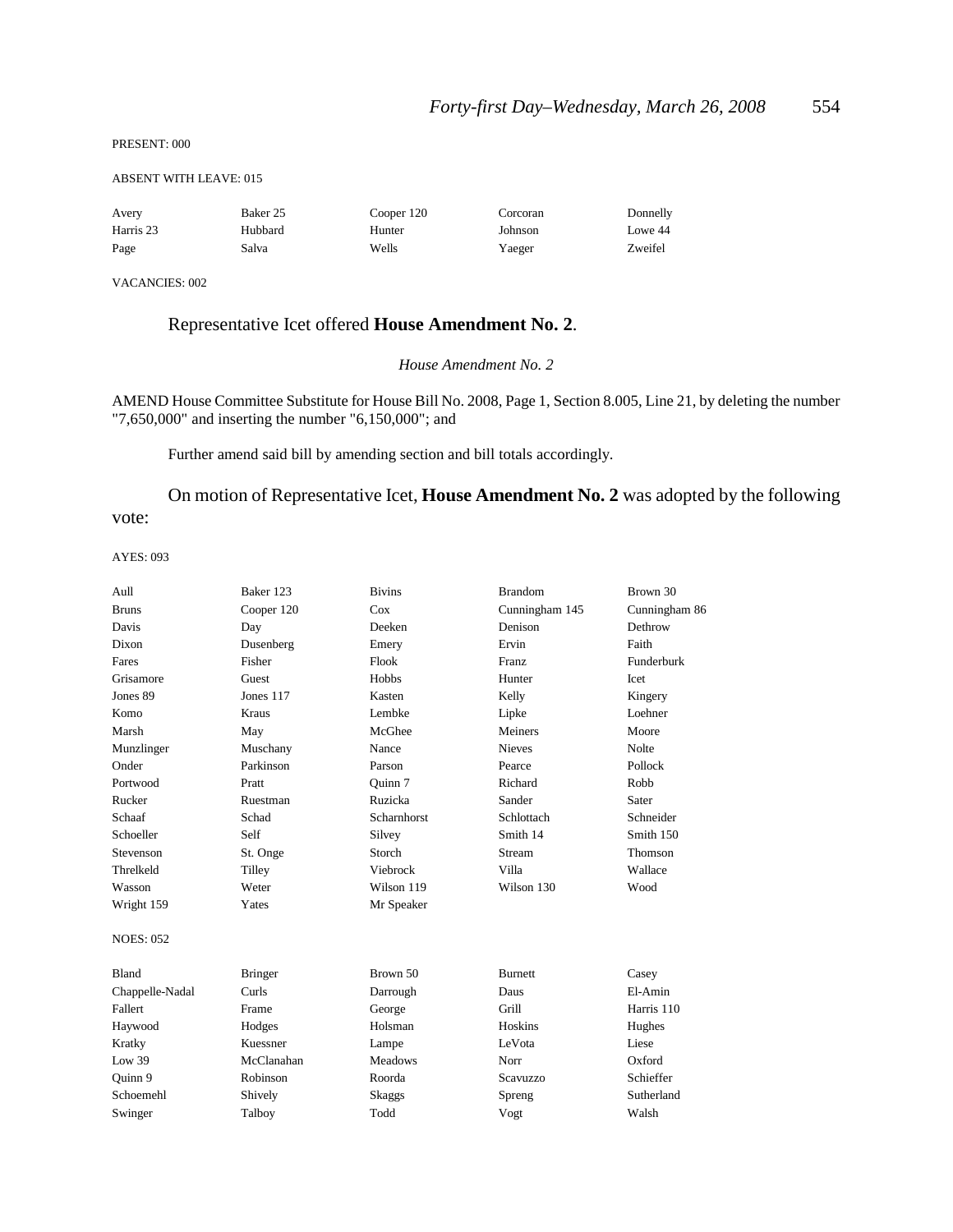PRESENT: 000

ABSENT WITH LEAVE: 015

| | | | | |
|---|---|---|---|---|
| Avery | Baker 25 | Cooper 120 | Corcoran | Donnelly |
| Harris 23 | Hubbard | Hunter | Johnson | Lowe 44 |
| Page | Salva | Wells | Yaeger | Zweifel |

VACANCIES: 002

Representative Icet offered **House Amendment No. 2**.

*House Amendment No. 2*

AMEND House Committee Substitute for House Bill No. 2008, Page 1, Section 8.005, Line 21, by deleting the number "7,650,000" and inserting the number "6,150,000"; and

Further amend said bill by amending section and bill totals accordingly.

On motion of Representative Icet, **House Amendment No. 2** was adopted by the following vote:

AYES: 093

| | | | | |
|---|---|---|---|---|
| Aull | Baker 123 | Bivins | Brandom | Brown 30 |
| Bruns | Cooper 120 | Cox | Cunningham 145 | Cunningham 86 |
| Davis | Day | Deeken | Denison | Dethrow |
| Dixon | Dusenberg | Emery | Ervin | Faith |
| Fares | Fisher | Flook | Franz | Funderburk |
| Grisamore | Guest | Hobbs | Hunter | Icet |
| Jones 89 | Jones 117 | Kasten | Kelly | Kingery |
| Komo | Kraus | Lembke | Lipke | Loehner |
| Marsh | May | McGhee | Meiners | Moore |
| Munzlinger | Muschany | Nance | Nieves | Nolte |
| Onder | Parkinson | Parson | Pearce | Pollock |
| Portwood | Pratt | Quinn 7 | Richard | Robb |
| Rucker | Ruestman | Ruzicka | Sander | Sater |
| Schaaf | Schad | Scharnhorst | Schlottach | Schneider |
| Schoeller | Self | Silvey | Smith 14 | Smith 150 |
| Stevenson | St. Onge | Storch | Stream | Thomson |
| Threlkeld | Tilley | Viebrock | Villa | Wallace |
| Wasson | Weter | Wilson 119 | Wilson 130 | Wood |
| Wright 159 | Yates | Mr Speaker | | |

NOES: 052

| | | | | |
|---|---|---|---|---|
| Bland | Bringer | Brown 50 | Burnett | Casey |
| Chappelle-Nadal | Curls | Darrough | Daus | El-Amin |
| Fallert | Frame | George | Grill | Harris 110 |
| Haywood | Hodges | Holsman | Hoskins | Hughes |
| Kratky | Kuessner | Lampe | LeVota | Liese |
| Low 39 | McClanahan | Meadows | Norr | Oxford |
| Quinn 9 | Robinson | Roorda | Scavuzzo | Schieffer |
| Schoemehl | Shively | Skaggs | Spreng | Sutherland |
| Swinger | Talboy | Todd | Vogt | Walsh |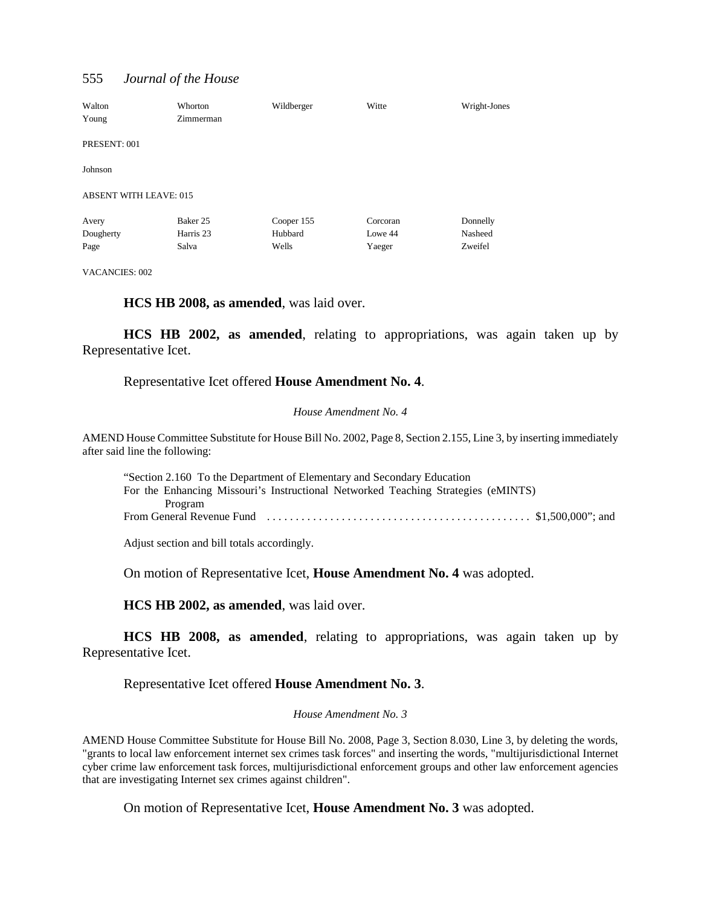| Walton | Whorton | Wildberger | Witte | Wright-Jones |
|---|---|---|---|---|
| Young | Zimmerman | | | |

PRESENT: 001

Johnson

ABSENT WITH LEAVE: 015

| Avery | Baker 25 | Cooper 155 | Corcoran | Donnelly |
|---|---|---|---|---|
| Dougherty | Harris 23 | Hubbard | Lowe 44 | Nasheed |
| Page | Salva | Wells | Yaeger | Zweifel |

VACANCIES: 002

**HCS HB 2008, as amended**, was laid over.

**HCS HB 2002, as amended**, relating to appropriations, was again taken up by Representative Icet.

Representative Icet offered **House Amendment No. 4**.

*House Amendment No. 4*

AMEND House Committee Substitute for House Bill No. 2002, Page 8, Section 2.155, Line 3, by inserting immediately after said line the following:

"Section 2.160 To the Department of Elementary and Secondary Education
For the Enhancing Missouri's Instructional Networked Teaching Strategies (eMINTS) Program
From General Revenue Fund . . . . . . . . . . . . . . . . . . . . . . . . . . . . . . . . . . . . . . . . . . . . . $1,500,000"; and

Adjust section and bill totals accordingly.

On motion of Representative Icet, **House Amendment No. 4** was adopted.

**HCS HB 2002, as amended**, was laid over.

**HCS HB 2008, as amended**, relating to appropriations, was again taken up by Representative Icet.

Representative Icet offered **House Amendment No. 3**.

*House Amendment No. 3*

AMEND House Committee Substitute for House Bill No. 2008, Page 3, Section 8.030, Line 3, by deleting the words, "grants to local law enforcement internet sex crimes task forces" and inserting the words, "multijurisdictional Internet cyber crime law enforcement task forces, multijurisdictional enforcement groups and other law enforcement agencies that are investigating Internet sex crimes against children".

On motion of Representative Icet, **House Amendment No. 3** was adopted.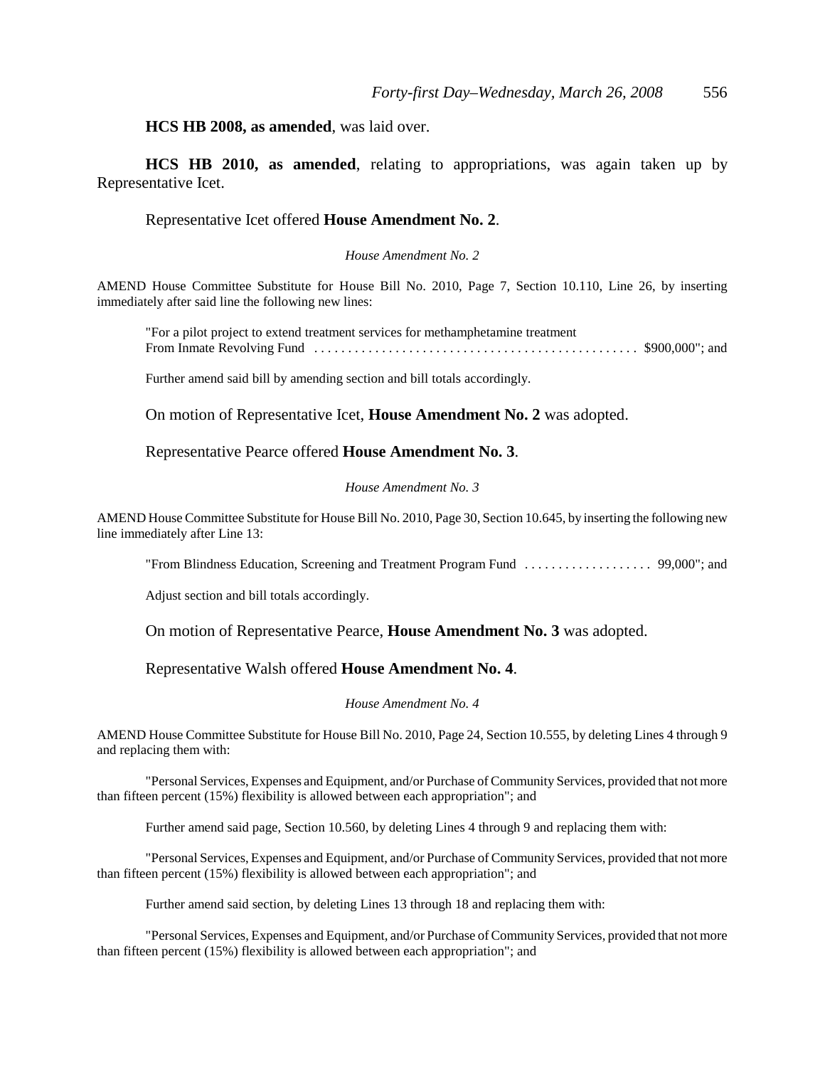**HCS HB 2008, as amended**, was laid over.

**HCS HB 2010, as amended**, relating to appropriations, was again taken up by Representative Icet.

Representative Icet offered **House Amendment No. 2**.

*House Amendment No. 2*

AMEND House Committee Substitute for House Bill No. 2010, Page 7, Section 10.110, Line 26, by inserting immediately after said line the following new lines:

"For a pilot project to extend treatment services for methamphetamine treatment
From Inmate Revolving Fund . . . . . . . . . . . . . . . . . . . . . . . . . . . . . . . . . . . . . . . . . . . . . . . . $900,000"; and

Further amend said bill by amending section and bill totals accordingly.

On motion of Representative Icet, **House Amendment No. 2** was adopted.

Representative Pearce offered **House Amendment No. 3**.

*House Amendment No. 3*

AMEND House Committee Substitute for House Bill No. 2010, Page 30, Section 10.645, by inserting the following new line immediately after Line 13:

"From Blindness Education, Screening and Treatment Program Fund . . . . . . . . . . . . . . . . . . . 99,000"; and

Adjust section and bill totals accordingly.

On motion of Representative Pearce, **House Amendment No. 3** was adopted.

Representative Walsh offered **House Amendment No. 4**.

*House Amendment No. 4*

AMEND House Committee Substitute for House Bill No. 2010, Page 24, Section 10.555, by deleting Lines 4 through 9 and replacing them with:

"Personal Services, Expenses and Equipment, and/or Purchase of Community Services, provided that not more than fifteen percent (15%) flexibility is allowed between each appropriation"; and

Further amend said page, Section 10.560, by deleting Lines 4 through 9 and replacing them with:

"Personal Services, Expenses and Equipment, and/or Purchase of Community Services, provided that not more than fifteen percent (15%) flexibility is allowed between each appropriation"; and

Further amend said section, by deleting Lines 13 through 18 and replacing them with:

"Personal Services, Expenses and Equipment, and/or Purchase of Community Services, provided that not more than fifteen percent (15%) flexibility is allowed between each appropriation"; and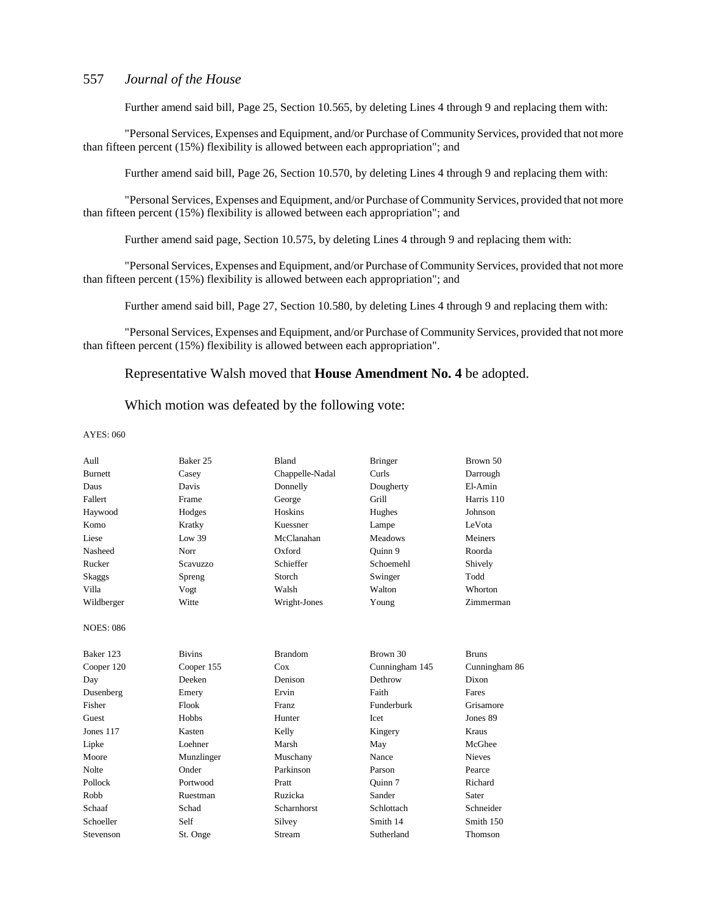Further amend said bill, Page 25, Section 10.565, by deleting Lines 4 through 9 and replacing them with:

"Personal Services, Expenses and Equipment, and/or Purchase of Community Services, provided that not more than fifteen percent (15%) flexibility is allowed between each appropriation"; and

Further amend said bill, Page 26, Section 10.570, by deleting Lines 4 through 9 and replacing them with:

"Personal Services, Expenses and Equipment, and/or Purchase of Community Services, provided that not more than fifteen percent (15%) flexibility is allowed between each appropriation"; and

Further amend said page, Section 10.575, by deleting Lines 4 through 9 and replacing them with:

"Personal Services, Expenses and Equipment, and/or Purchase of Community Services, provided that not more than fifteen percent (15%) flexibility is allowed between each appropriation"; and

Further amend said bill, Page 27, Section 10.580, by deleting Lines 4 through 9 and replacing them with:

"Personal Services, Expenses and Equipment, and/or Purchase of Community Services, provided that not more than fifteen percent (15%) flexibility is allowed between each appropriation".

Representative Walsh moved that **House Amendment No. 4** be adopted.

Which motion was defeated by the following vote:

AYES: 060

| | | | | |
|---|---|---|---|---|
| Aull | Baker 25 | Bland | Bringer | Brown 50 |
| Burnett | Casey | Chappelle-Nadal | Curls | Darrough |
| Daus | Davis | Donnelly | Dougherty | El-Amin |
| Fallert | Frame | George | Grill | Harris 110 |
| Haywood | Hodges | Hoskins | Hughes | Johnson |
| Komo | Kratky | Kuessner | Lampe | LeVota |
| Liese | Low 39 | McClanahan | Meadows | Meiners |
| Nasheed | Norr | Oxford | Quinn 9 | Roorda |
| Rucker | Scavuzzo | Schieffer | Schoemehl | Shively |
| Skaggs | Spreng | Storch | Swinger | Todd |
| Villa | Vogt | Walsh | Walton | Whorton |
| Wildberger | Witte | Wright-Jones | Young | Zimmerman |

NOES: 086

| | | | | |
|---|---|---|---|---|
| Baker 123 | Bivins | Brandom | Brown 30 | Bruns |
| Cooper 120 | Cooper 155 | Cox | Cunningham 145 | Cunningham 86 |
| Day | Deeken | Denison | Dethrow | Dixon |
| Dusenberg | Emery | Ervin | Faith | Fares |
| Fisher | Flook | Franz | Funderburk | Grisamore |
| Guest | Hobbs | Hunter | Icet | Jones 89 |
| Jones 117 | Kasten | Kelly | Kingery | Kraus |
| Lipke | Loehner | Marsh | May | McGhee |
| Moore | Munzlinger | Muschany | Nance | Nieves |
| Nolte | Onder | Parkinson | Parson | Pearce |
| Pollock | Portwood | Pratt | Quinn 7 | Richard |
| Robb | Ruestman | Ruzicka | Sander | Sater |
| Schaaf | Schad | Scharnhorst | Schlottach | Schneider |
| Schoeller | Self | Silvey | Smith 14 | Smith 150 |
| Stevenson | St. Onge | Stream | Sutherland | Thomson |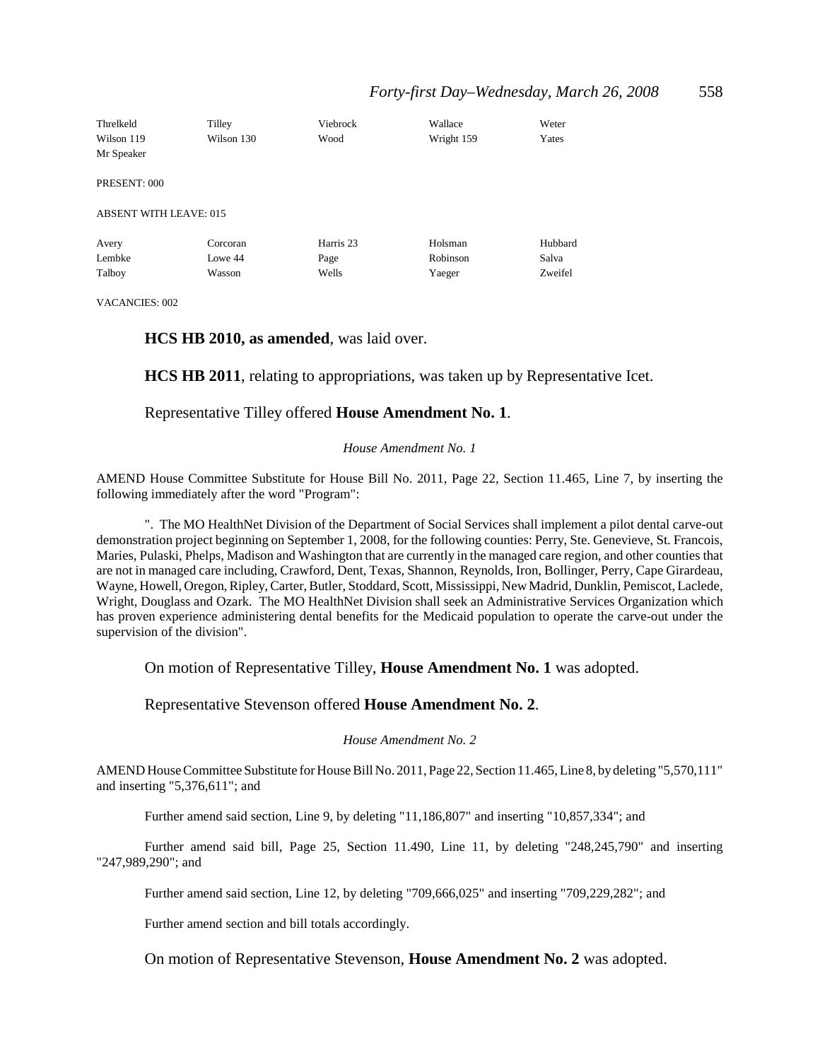| | | | | |
|---|---|---|---|---|
| Threlkeld | Tilley | Viebrock | Wallace | Weter |
| Wilson 119 | Wilson 130 | Wood | Wright 159 | Yates |
| Mr Speaker | | | | |

PRESENT: 000

ABSENT WITH LEAVE: 015

| | | | | |
|---|---|---|---|---|
| Avery | Corcoran | Harris 23 | Holsman | Hubbard |
| Lembke | Lowe 44 | Page | Robinson | Salva |
| Talboy | Wasson | Wells | Yaeger | Zweifel |

VACANCIES: 002

**HCS HB 2010, as amended**, was laid over.

**HCS HB 2011**, relating to appropriations, was taken up by Representative Icet.

Representative Tilley offered **House Amendment No. 1**.

*House Amendment No. 1*

AMEND House Committee Substitute for House Bill No. 2011, Page 22, Section 11.465, Line 7, by inserting the following immediately after the word "Program":

". The MO HealthNet Division of the Department of Social Services shall implement a pilot dental carve-out demonstration project beginning on September 1, 2008, for the following counties: Perry, Ste. Genevieve, St. Francois, Maries, Pulaski, Phelps, Madison and Washington that are currently in the managed care region, and other counties that are not in managed care including, Crawford, Dent, Texas, Shannon, Reynolds, Iron, Bollinger, Perry, Cape Girardeau, Wayne, Howell, Oregon, Ripley, Carter, Butler, Stoddard, Scott, Mississippi, New Madrid, Dunklin, Pemiscot, Laclede, Wright, Douglass and Ozark. The MO HealthNet Division shall seek an Administrative Services Organization which has proven experience administering dental benefits for the Medicaid population to operate the carve-out under the supervision of the division".

On motion of Representative Tilley, **House Amendment No. 1** was adopted.

Representative Stevenson offered **House Amendment No. 2**.

*House Amendment No. 2*

AMEND House Committee Substitute for House Bill No. 2011, Page 22, Section 11.465, Line 8, by deleting "5,570,111" and inserting "5,376,611"; and

Further amend said section, Line 9, by deleting "11,186,807" and inserting "10,857,334"; and

Further amend said bill, Page 25, Section 11.490, Line 11, by deleting "248,245,790" and inserting "247,989,290"; and

Further amend said section, Line 12, by deleting "709,666,025" and inserting "709,229,282"; and

Further amend section and bill totals accordingly.

On motion of Representative Stevenson, **House Amendment No. 2** was adopted.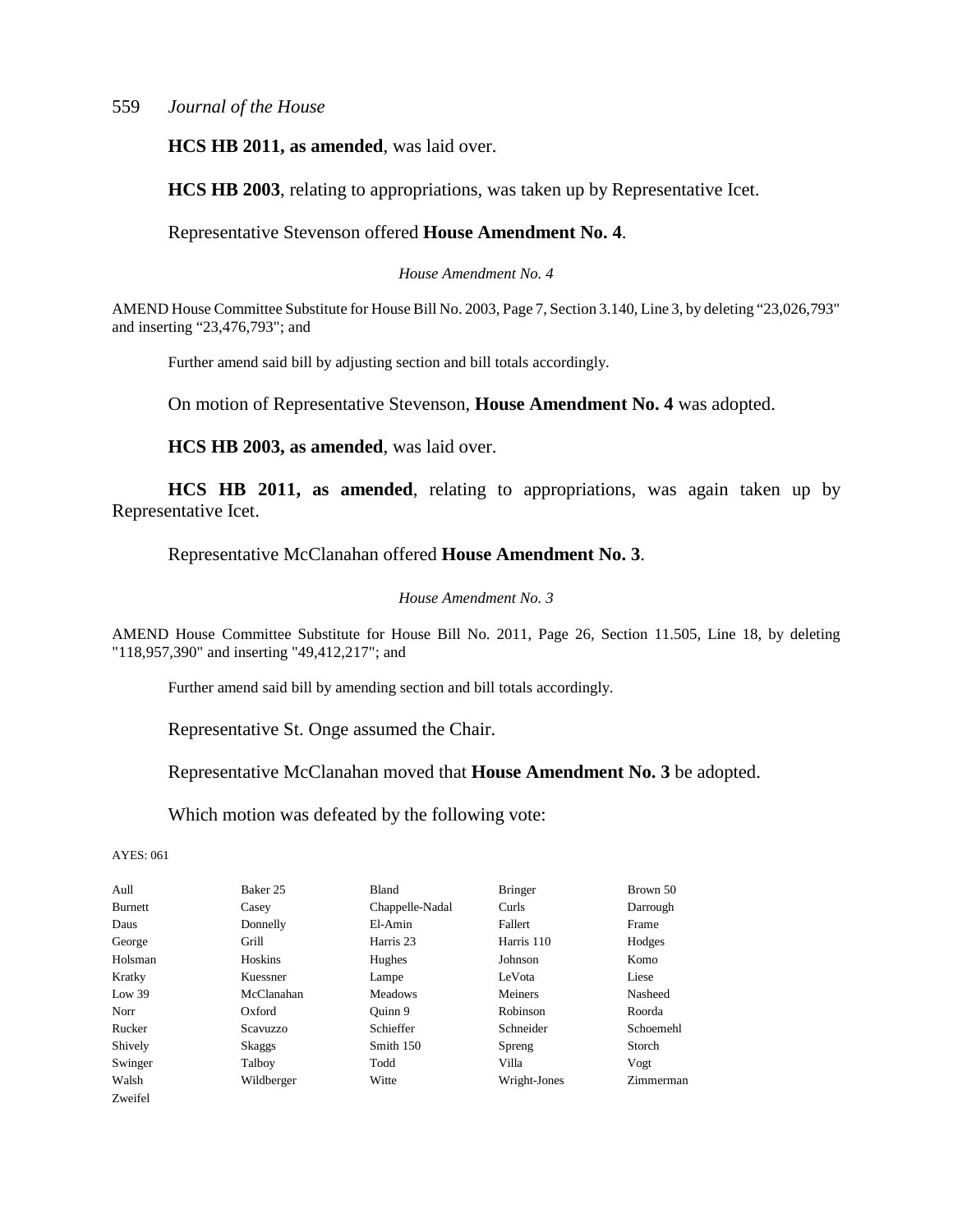**HCS HB 2011, as amended**, was laid over.

**HCS HB 2003**, relating to appropriations, was taken up by Representative Icet.

Representative Stevenson offered **House Amendment No. 4**.

*House Amendment No. 4*

AMEND House Committee Substitute for House Bill No. 2003, Page 7, Section 3.140, Line 3, by deleting "23,026,793" and inserting "23,476,793"; and

Further amend said bill by adjusting section and bill totals accordingly.

On motion of Representative Stevenson, **House Amendment No. 4** was adopted.

**HCS HB 2003, as amended**, was laid over.

**HCS HB 2011, as amended**, relating to appropriations, was again taken up by Representative Icet.

Representative McClanahan offered **House Amendment No. 3**.

*House Amendment No. 3*

AMEND House Committee Substitute for House Bill No. 2011, Page 26, Section 11.505, Line 18, by deleting "118,957,390" and inserting "49,412,217"; and

Further amend said bill by amending section and bill totals accordingly.

Representative St. Onge assumed the Chair.

Representative McClanahan moved that **House Amendment No. 3** be adopted.

Which motion was defeated by the following vote:

AYES: 061

| | | | | |
|---|---|---|---|---|
| Aull | Baker 25 | Bland | Bringer | Brown 50 |
| Burnett | Casey | Chappelle-Nadal | Curls | Darrough |
| Daus | Donnelly | El-Amin | Fallert | Frame |
| George | Grill | Harris 23 | Harris 110 | Hodges |
| Holsman | Hoskins | Hughes | Johnson | Komo |
| Kratky | Kuessner | Lampe | LeVota | Liese |
| Low 39 | McClanahan | Meadows | Meiners | Nasheed |
| Norr | Oxford | Quinn 9 | Robinson | Roorda |
| Rucker | Scavuzzo | Schieffer | Schneider | Schoemehl |
| Shively | Skaggs | Smith 150 | Spreng | Storch |
| Swinger | Talboy | Todd | Villa | Vogt |
| Walsh | Wildberger | Witte | Wright-Jones | Zimmerman |
| Zweifel | | | | |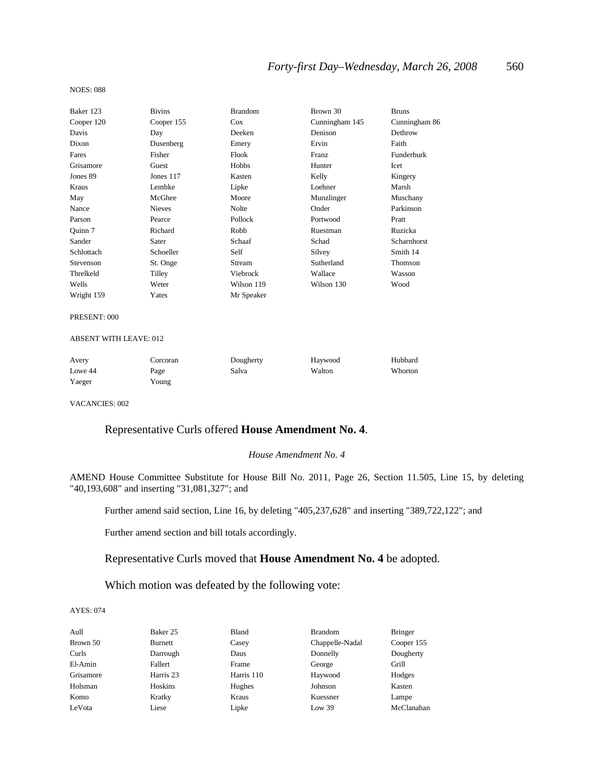NOES: 088

| | | | | |
|---|---|---|---|---|
| Baker 123 | Bivins | Brandom | Brown 30 | Bruns |
| Cooper 120 | Cooper 155 | Cox | Cunningham 145 | Cunningham 86 |
| Davis | Day | Deeken | Denison | Dethrow |
| Dixon | Dusenberg | Emery | Ervin | Faith |
| Fares | Fisher | Flook | Franz | Funderburk |
| Grisamore | Guest | Hobbs | Hunter | Icet |
| Jones 89 | Jones 117 | Kasten | Kelly | Kingery |
| Kraus | Lembke | Lipke | Loehner | Marsh |
| May | McGhee | Moore | Munzlinger | Muschany |
| Nance | Nieves | Nolte | Onder | Parkinson |
| Parson | Pearce | Pollock | Portwood | Pratt |
| Quinn 7 | Richard | Robb | Ruestman | Ruzicka |
| Sander | Sater | Schaaf | Schad | Scharnhorst |
| Schlottach | Schoeller | Self | Silvey | Smith 14 |
| Stevenson | St. Onge | Stream | Sutherland | Thomson |
| Threlkeld | Tilley | Viebrock | Wallace | Wasson |
| Wells | Weter | Wilson 119 | Wilson 130 | Wood |
| Wright 159 | Yates | Mr Speaker | | |

PRESENT: 000

ABSENT WITH LEAVE: 012

| | | | | |
|---|---|---|---|---|
| Avery | Corcoran | Dougherty | Haywood | Hubbard |
| Lowe 44 | Page | Salva | Walton | Whorton |
| Yaeger | Young | | | |

VACANCIES: 002

Representative Curls offered **House Amendment No. 4**.

*House Amendment No. 4*

AMEND House Committee Substitute for House Bill No. 2011, Page 26, Section 11.505, Line 15, by deleting "40,193,608" and inserting "31,081,327"; and

Further amend said section, Line 16, by deleting "405,237,628" and inserting "389,722,122"; and

Further amend section and bill totals accordingly.

Representative Curls moved that **House Amendment No. 4** be adopted.

Which motion was defeated by the following vote:

AYES: 074

| | | | | |
|---|---|---|---|---|
| Aull | Baker 25 | Bland | Brandom | Bringer |
| Brown 50 | Burnett | Casey | Chappelle-Nadal | Cooper 155 |
| Curls | Darrough | Daus | Donnelly | Dougherty |
| El-Amin | Fallert | Frame | George | Grill |
| Grisamore | Harris 23 | Harris 110 | Haywood | Hodges |
| Holsman | Hoskins | Hughes | Johnson | Kasten |
| Komo | Kratky | Kraus | Kuessner | Lampe |
| LeVota | Liese | Lipke | Low 39 | McClanahan |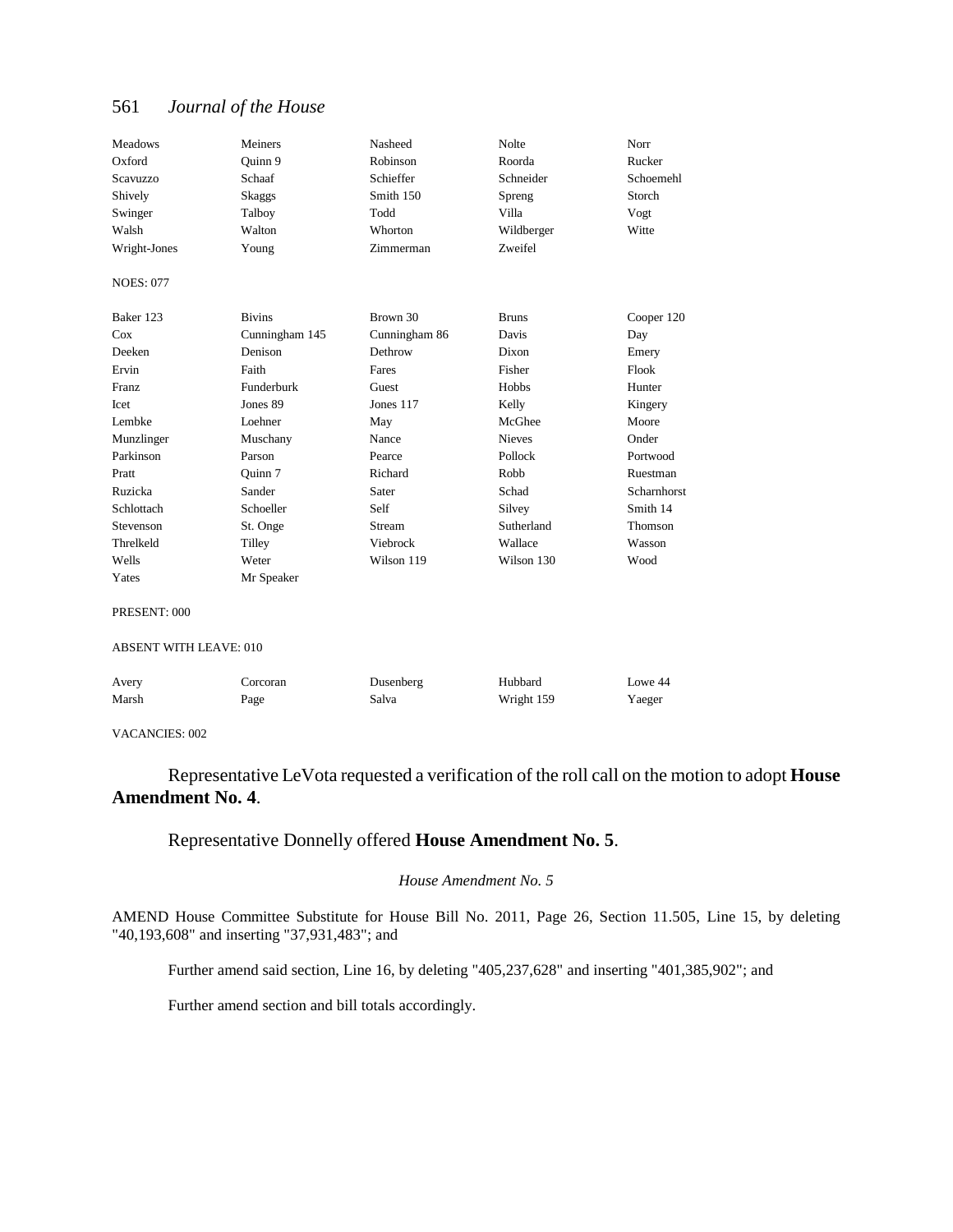| Meadows | Meiners | Nasheed | Nolte | Norr |
|---|---|---|---|---|
| Oxford | Quinn 9 | Robinson | Roorda | Rucker |
| Scavuzzo | Schaaf | Schieffer | Schneider | Schoemehl |
| Shively | Skaggs | Smith 150 | Spreng | Storch |
| Swinger | Talboy | Todd | Villa | Vogt |
| Walsh | Walton | Whorton | Wildberger | Witte |
| Wright-Jones | Young | Zimmerman | Zweifel | |

NOES: 077

| Baker 123 | Bivins | Brown 30 | Bruns | Cooper 120 |
|---|---|---|---|---|
| Cox | Cunningham 145 | Cunningham 86 | Davis | Day |
| Deeken | Denison | Dethrow | Dixon | Emery |
| Ervin | Faith | Fares | Fisher | Flook |
| Franz | Funderburk | Guest | Hobbs | Hunter |
| Icet | Jones 89 | Jones 117 | Kelly | Kingery |
| Lembke | Loehner | May | McGhee | Moore |
| Munzlinger | Muschany | Nance | Nieves | Onder |
| Parkinson | Parson | Pearce | Pollock | Portwood |
| Pratt | Quinn 7 | Richard | Robb | Ruestman |
| Ruzicka | Sander | Sater | Schad | Scharnhorst |
| Schlottach | Schoeller | Self | Silvey | Smith 14 |
| Stevenson | St. Onge | Stream | Sutherland | Thomson |
| Threlkeld | Tilley | Viebrock | Wallace | Wasson |
| Wells | Weter | Wilson 119 | Wilson 130 | Wood |
| Yates | Mr Speaker | | | |

PRESENT: 000

ABSENT WITH LEAVE: 010

| Avery | Corcoran | Dusenberg | Hubbard | Lowe 44 |
|---|---|---|---|---|
| Marsh | Page | Salva | Wright 159 | Yaeger |

VACANCIES: 002

Representative LeVota requested a verification of the roll call on the motion to adopt **House Amendment No. 4**.

Representative Donnelly offered **House Amendment No. 5**.

*House Amendment No. 5*

AMEND House Committee Substitute for House Bill No. 2011, Page 26, Section 11.505, Line 15, by deleting "40,193,608" and inserting "37,931,483"; and

Further amend said section, Line 16, by deleting "405,237,628" and inserting "401,385,902"; and

Further amend section and bill totals accordingly.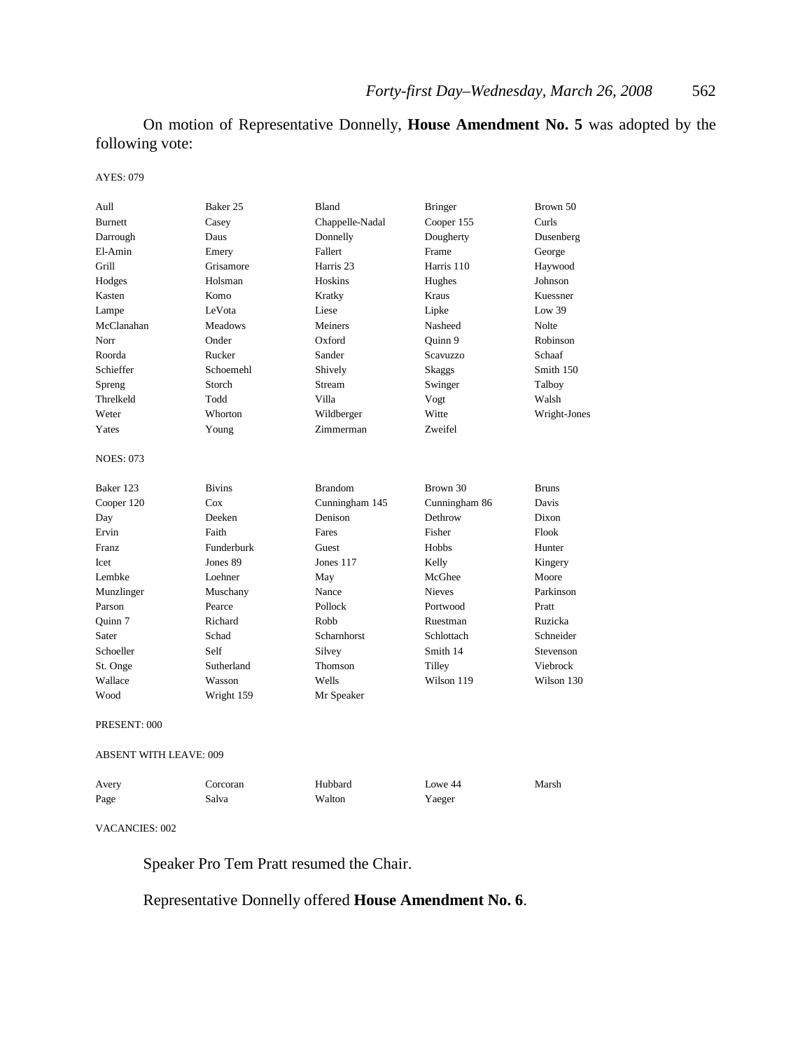On motion of Representative Donnelly, **House Amendment No. 5** was adopted by the following vote:

AYES: 079

| | | | | |
|---|---|---|---|---|
| Aull | Baker 25 | Bland | Bringer | Brown 50 |
| Burnett | Casey | Chappelle-Nadal | Cooper 155 | Curls |
| Darrough | Daus | Donnelly | Dougherty | Dusenberg |
| El-Amin | Emery | Fallert | Frame | George |
| Grill | Grisamore | Harris 23 | Harris 110 | Haywood |
| Hodges | Holsman | Hoskins | Hughes | Johnson |
| Kasten | Komo | Kratky | Kraus | Kuessner |
| Lampe | LeVota | Liese | Lipke | Low 39 |
| McClanahan | Meadows | Meiners | Nasheed | Nolte |
| Norr | Onder | Oxford | Quinn 9 | Robinson |
| Roorda | Rucker | Sander | Scavuzzo | Schaaf |
| Schieffer | Schoemehl | Shively | Skaggs | Smith 150 |
| Spreng | Storch | Stream | Swinger | Talboy |
| Threlkeld | Todd | Villa | Vogt | Walsh |
| Weter | Whorton | Wildberger | Witte | Wright-Jones |
| Yates | Young | Zimmerman | Zweifel | |

NOES: 073

| | | | | |
|---|---|---|---|---|
| Baker 123 | Bivins | Brandom | Brown 30 | Bruns |
| Cooper 120 | Cox | Cunningham 145 | Cunningham 86 | Davis |
| Day | Deeken | Denison | Dethrow | Dixon |
| Ervin | Faith | Fares | Fisher | Flook |
| Franz | Funderburk | Guest | Hobbs | Hunter |
| Icet | Jones 89 | Jones 117 | Kelly | Kingery |
| Lembke | Loehner | May | McGhee | Moore |
| Munzlinger | Muschany | Nance | Nieves | Parkinson |
| Parson | Pearce | Pollock | Portwood | Pratt |
| Quinn 7 | Richard | Robb | Ruestman | Ruzicka |
| Sater | Schad | Scharnhorst | Schlottach | Schneider |
| Schoeller | Self | Silvey | Smith 14 | Stevenson |
| St. Onge | Sutherland | Thomson | Tilley | Viebrock |
| Wallace | Wasson | Wells | Wilson 119 | Wilson 130 |
| Wood | Wright 159 | Mr Speaker | | |

PRESENT: 000

ABSENT WITH LEAVE: 009

| | | | | |
|---|---|---|---|---|
| Avery | Corcoran | Hubbard | Lowe 44 | Marsh |
| Page | Salva | Walton | Yaeger | |

VACANCIES: 002

Speaker Pro Tem Pratt resumed the Chair.

Representative Donnelly offered **House Amendment No. 6**.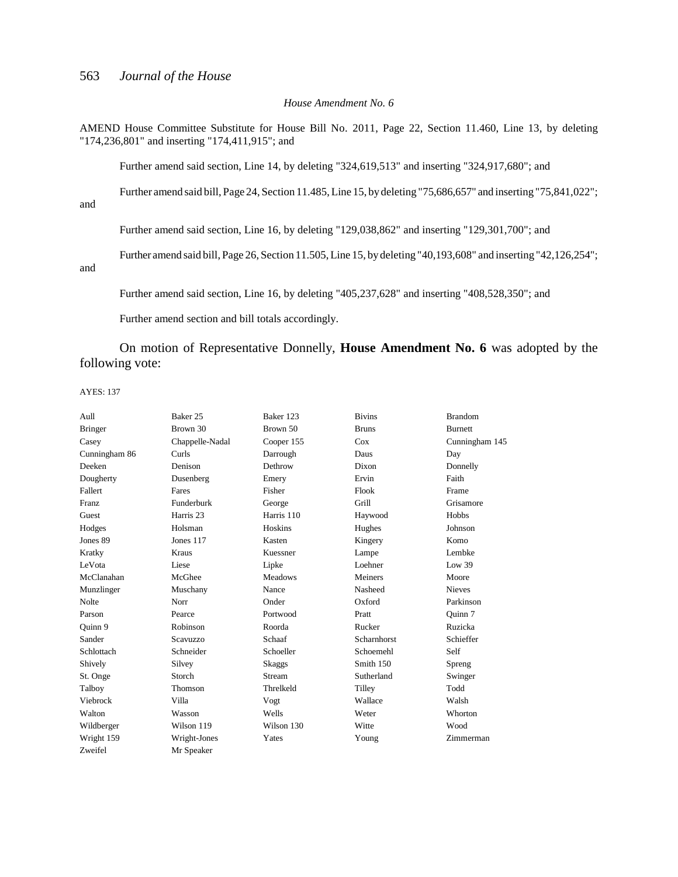*House Amendment No. 6*

AMEND House Committee Substitute for House Bill No. 2011, Page 22, Section 11.460, Line 13, by deleting "174,236,801" and inserting "174,411,915"; and

Further amend said section, Line 14, by deleting "324,619,513" and inserting "324,917,680"; and

Further amend said bill, Page 24, Section 11.485, Line 15, by deleting "75,686,657" and inserting "75,841,022"; and

Further amend said section, Line 16, by deleting "129,038,862" and inserting "129,301,700"; and

Further amend said bill, Page 26, Section 11.505, Line 15, by deleting "40,193,608" and inserting "42,126,254"; and

Further amend said section, Line 16, by deleting "405,237,628" and inserting "408,528,350"; and

Further amend section and bill totals accordingly.

On motion of Representative Donnelly, **House Amendment No. 6** was adopted by the following vote:

AYES: 137

| | | | | |
|---|---|---|---|---|
| Aull | Baker 25 | Baker 123 | Bivins | Brandom |
| Bringer | Brown 30 | Brown 50 | Bruns | Burnett |
| Casey | Chappelle-Nadal | Cooper 155 | Cox | Cunningham 145 |
| Cunningham 86 | Curls | Darrough | Daus | Day |
| Deeken | Denison | Dethrow | Dixon | Donnelly |
| Dougherty | Dusenberg | Emery | Ervin | Faith |
| Fallert | Fares | Fisher | Flook | Frame |
| Franz | Funderburk | George | Grill | Grisamore |
| Guest | Harris 23 | Harris 110 | Haywood | Hobbs |
| Hodges | Holsman | Hoskins | Hughes | Johnson |
| Jones 89 | Jones 117 | Kasten | Kingery | Komo |
| Kratky | Kraus | Kuessner | Lampe | Lembke |
| LeVota | Liese | Lipke | Loehner | Low 39 |
| McClanahan | McGhee | Meadows | Meiners | Moore |
| Munzlinger | Muschany | Nance | Nasheed | Nieves |
| Nolte | Norr | Onder | Oxford | Parkinson |
| Parson | Pearce | Portwood | Pratt | Quinn 7 |
| Quinn 9 | Robinson | Roorda | Rucker | Ruzicka |
| Sander | Scavuzzo | Schaaf | Scharnhorst | Schieffer |
| Schlottach | Schneider | Schoeller | Schoemehl | Self |
| Shively | Silvey | Skaggs | Smith 150 | Spreng |
| St. Onge | Storch | Stream | Sutherland | Swinger |
| Talboy | Thomson | Threlkeld | Tilley | Todd |
| Viebrock | Villa | Vogt | Wallace | Walsh |
| Walton | Wasson | Wells | Weter | Whorton |
| Wildberger | Wilson 119 | Wilson 130 | Witte | Wood |
| Wright 159 | Wright-Jones | Yates | Young | Zimmerman |
| Zweifel | Mr Speaker | | | |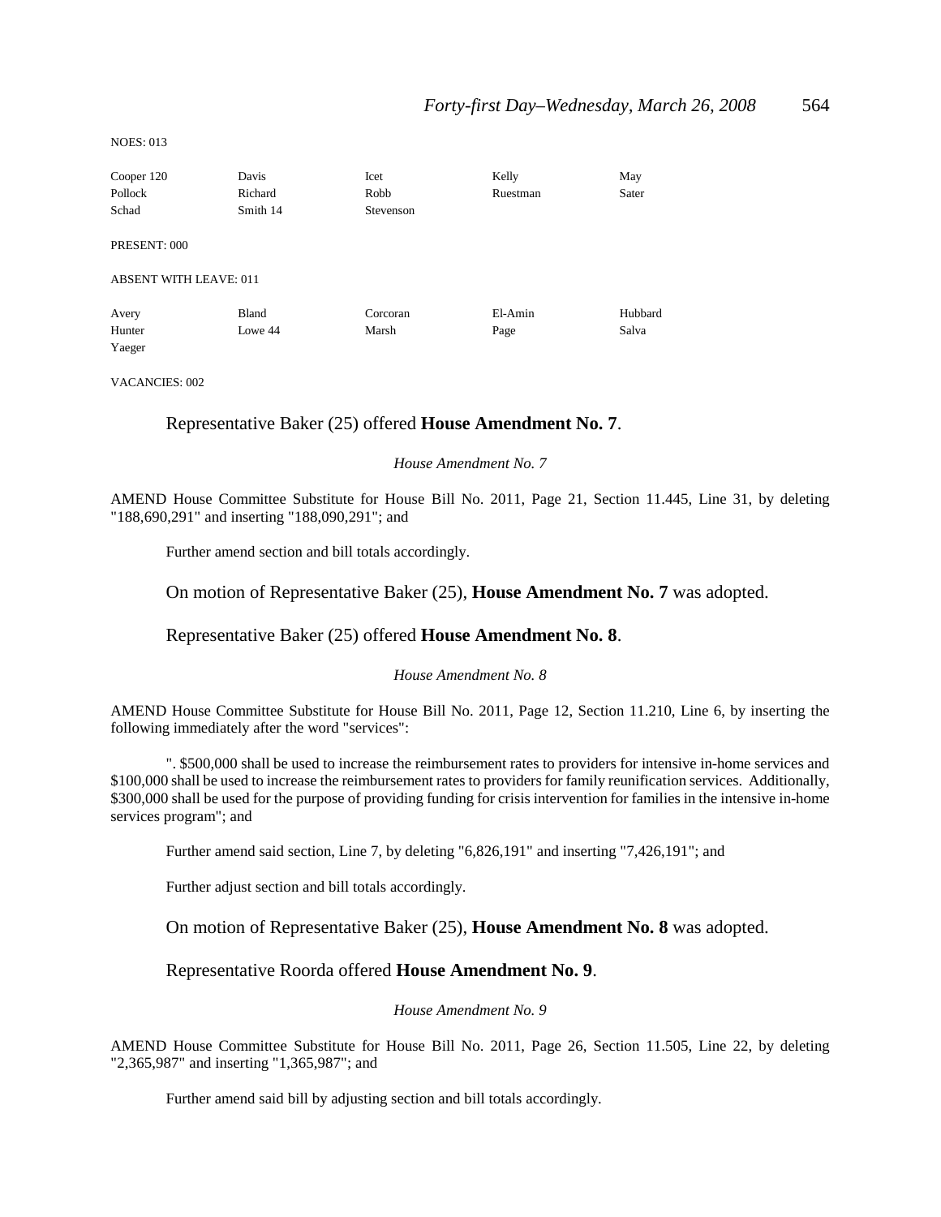NOES: 013

| | | | | |
|---|---|---|---|---|
| Cooper 120 | Davis | Icet | Kelly | May |
| Pollock | Richard | Robb | Ruestman | Sater |
| Schad | Smith 14 | Stevenson | | |

PRESENT: 000

ABSENT WITH LEAVE: 011

| | | | | |
|---|---|---|---|---|
| Avery | Bland | Corcoran | El-Amin | Hubbard |
| Hunter | Lowe 44 | Marsh | Page | Salva |
| Yaeger | | | | |

VACANCIES: 002

Representative Baker (25) offered **House Amendment No. 7**.

*House Amendment No. 7*

AMEND House Committee Substitute for House Bill No. 2011, Page 21, Section 11.445, Line 31, by deleting "188,690,291" and inserting "188,090,291"; and

Further amend section and bill totals accordingly.

On motion of Representative Baker (25), **House Amendment No. 7** was adopted.

Representative Baker (25) offered **House Amendment No. 8**.

*House Amendment No. 8*

AMEND House Committee Substitute for House Bill No. 2011, Page 12, Section 11.210, Line 6, by inserting the following immediately after the word "services":

". $500,000 shall be used to increase the reimbursement rates to providers for intensive in-home services and $100,000 shall be used to increase the reimbursement rates to providers for family reunification services. Additionally, $300,000 shall be used for the purpose of providing funding for crisis intervention for families in the intensive in-home services program"; and

Further amend said section, Line 7, by deleting "6,826,191" and inserting "7,426,191"; and

Further adjust section and bill totals accordingly.

On motion of Representative Baker (25), **House Amendment No. 8** was adopted.

Representative Roorda offered **House Amendment No. 9**.

*House Amendment No. 9*

AMEND House Committee Substitute for House Bill No. 2011, Page 26, Section 11.505, Line 22, by deleting "2,365,987" and inserting "1,365,987"; and

Further amend said bill by adjusting section and bill totals accordingly.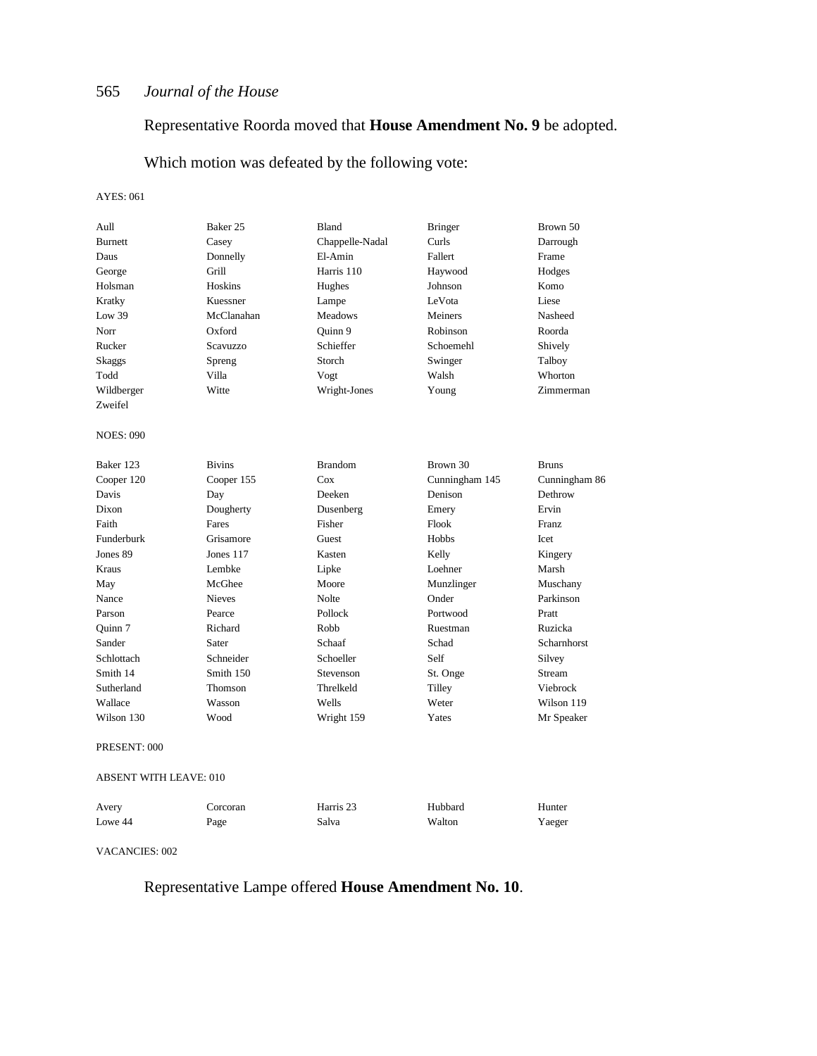Representative Roorda moved that **House Amendment No. 9** be adopted.

Which motion was defeated by the following vote:

AYES: 061

| | | | | |
|---|---|---|---|---|
| Aull | Baker 25 | Bland | Bringer | Brown 50 |
| Burnett | Casey | Chappelle-Nadal | Curls | Darrough |
| Daus | Donnelly | El-Amin | Fallert | Frame |
| George | Grill | Harris 110 | Haywood | Hodges |
| Holsman | Hoskins | Hughes | Johnson | Komo |
| Kratky | Kuessner | Lampe | LeVota | Liese |
| Low 39 | McClanahan | Meadows | Meiners | Nasheed |
| Norr | Oxford | Quinn 9 | Robinson | Roorda |
| Rucker | Scavuzzo | Schieffer | Schoemehl | Shively |
| Skaggs | Spreng | Storch | Swinger | Talboy |
| Todd | Villa | Vogt | Walsh | Whorton |
| Wildberger | Witte | Wright-Jones | Young | Zimmerman |
| Zweifel | | | | |

NOES: 090

| | | | | |
|---|---|---|---|---|
| Baker 123 | Bivins | Brandom | Brown 30 | Bruns |
| Cooper 120 | Cooper 155 | Cox | Cunningham 145 | Cunningham 86 |
| Davis | Day | Deeken | Denison | Dethrow |
| Dixon | Dougherty | Dusenberg | Emery | Ervin |
| Faith | Fares | Fisher | Flook | Franz |
| Funderburk | Grisamore | Guest | Hobbs | Icet |
| Jones 89 | Jones 117 | Kasten | Kelly | Kingery |
| Kraus | Lembke | Lipke | Loehner | Marsh |
| May | McGhee | Moore | Munzlinger | Muschany |
| Nance | Nieves | Nolte | Onder | Parkinson |
| Parson | Pearce | Pollock | Portwood | Pratt |
| Quinn 7 | Richard | Robb | Ruestman | Ruzicka |
| Sander | Sater | Schaaf | Schad | Scharnhorst |
| Schlottach | Schneider | Schoeller | Self | Silvey |
| Smith 14 | Smith 150 | Stevenson | St. Onge | Stream |
| Sutherland | Thomson | Threlkeld | Tilley | Viebrock |
| Wallace | Wasson | Wells | Weter | Wilson 119 |
| Wilson 130 | Wood | Wright 159 | Yates | Mr Speaker |

PRESENT: 000

ABSENT WITH LEAVE: 010

| | | | | |
|---|---|---|---|---|
| Avery | Corcoran | Harris 23 | Hubbard | Hunter |
| Lowe 44 | Page | Salva | Walton | Yaeger |

VACANCIES: 002

Representative Lampe offered **House Amendment No. 10**.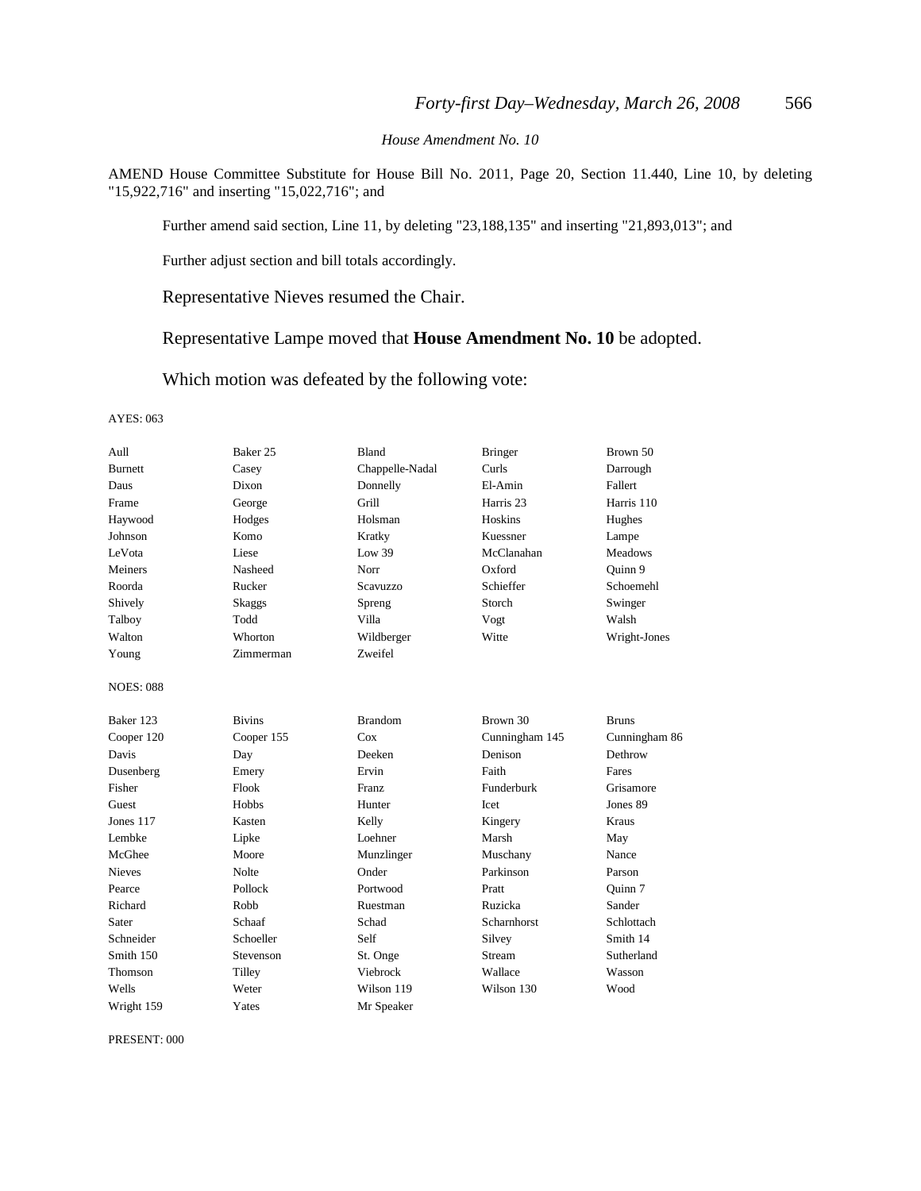*House Amendment No. 10*

AMEND House Committee Substitute for House Bill No. 2011, Page 20, Section 11.440, Line 10, by deleting "15,922,716" and inserting "15,022,716"; and

Further amend said section, Line 11, by deleting "23,188,135" and inserting "21,893,013"; and

Further adjust section and bill totals accordingly.

Representative Nieves resumed the Chair.

Representative Lampe moved that **House Amendment No. 10** be adopted.

Which motion was defeated by the following vote:

AYES: 063

| | | | | |
|---|---|---|---|---|
| Aull | Baker 25 | Bland | Bringer | Brown 50 |
| Burnett | Casey | Chappelle-Nadal | Curls | Darrough |
| Daus | Dixon | Donnelly | El-Amin | Fallert |
| Frame | George | Grill | Harris 23 | Harris 110 |
| Haywood | Hodges | Holsman | Hoskins | Hughes |
| Johnson | Komo | Kratky | Kuessner | Lampe |
| LeVota | Liese | Low 39 | McClanahan | Meadows |
| Meiners | Nasheed | Norr | Oxford | Quinn 9 |
| Roorda | Rucker | Scavuzzo | Schieffer | Schoemehl |
| Shively | Skaggs | Spreng | Storch | Swinger |
| Talboy | Todd | Villa | Vogt | Walsh |
| Walton | Whorton | Wildberger | Witte | Wright-Jones |
| Young | Zimmerman | Zweifel | | |

NOES: 088

| | | | | |
|---|---|---|---|---|
| Baker 123 | Bivins | Brandom | Brown 30 | Bruns |
| Cooper 120 | Cooper 155 | Cox | Cunningham 145 | Cunningham 86 |
| Davis | Day | Deeken | Denison | Dethrow |
| Dusenberg | Emery | Ervin | Faith | Fares |
| Fisher | Flook | Franz | Funderburk | Grisamore |
| Guest | Hobbs | Hunter | Icet | Jones 89 |
| Jones 117 | Kasten | Kelly | Kingery | Kraus |
| Lembke | Lipke | Loehner | Marsh | May |
| McGhee | Moore | Munzlinger | Muschany | Nance |
| Nieves | Nolte | Onder | Parkinson | Parson |
| Pearce | Pollock | Portwood | Pratt | Quinn 7 |
| Richard | Robb | Ruestman | Ruzicka | Sander |
| Sater | Schaaf | Schad | Scharnhorst | Schlottach |
| Schneider | Schoeller | Self | Silvey | Smith 14 |
| Smith 150 | Stevenson | St. Onge | Stream | Sutherland |
| Thomson | Tilley | Viebrock | Wallace | Wasson |
| Wells | Weter | Wilson 119 | Wilson 130 | Wood |
| Wright 159 | Yates | Mr Speaker | | |

PRESENT: 000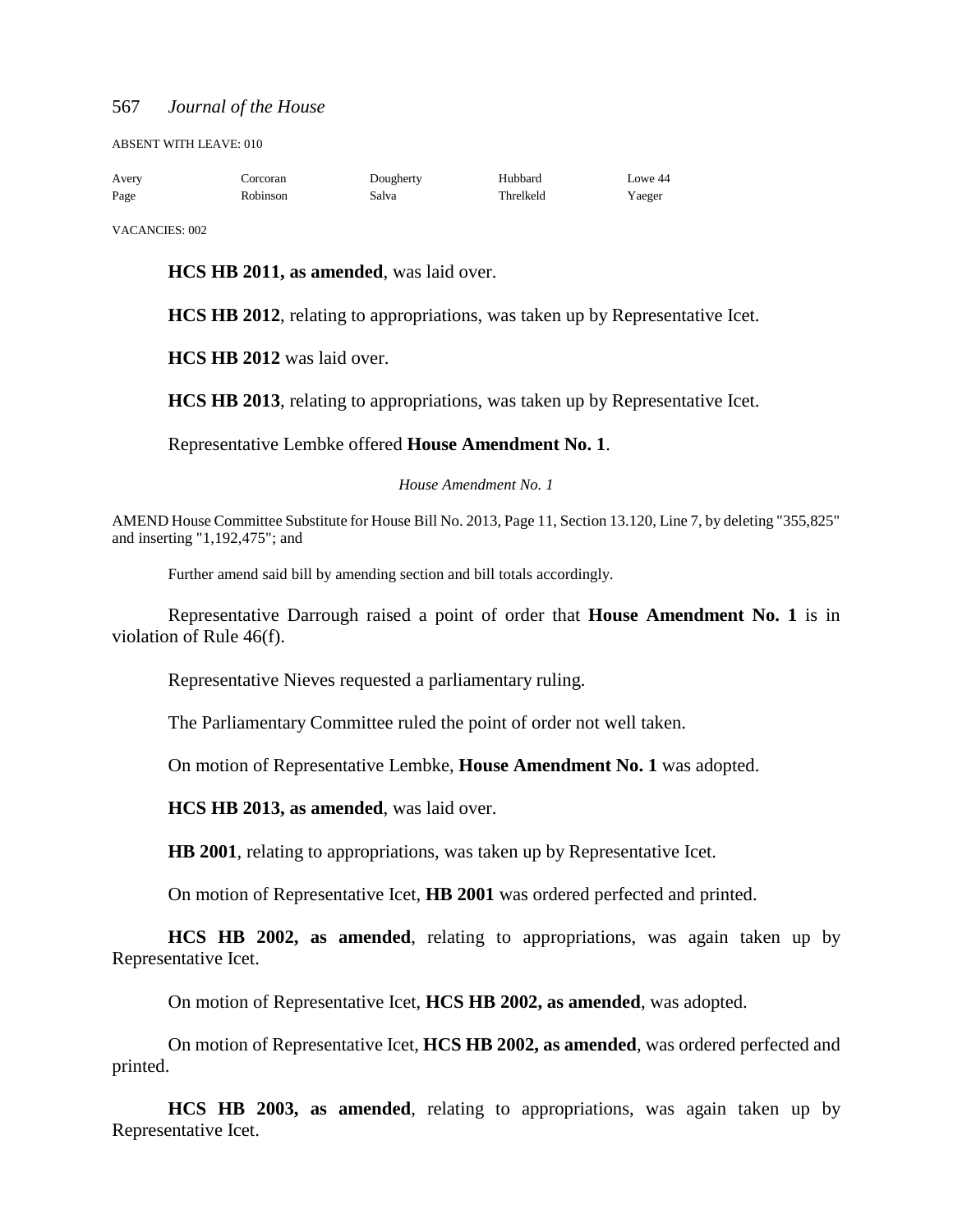ABSENT WITH LEAVE: 010

| Avery | Corcoran | Dougherty | Hubbard | Lowe 44 |
|---|---|---|---|---|
| Page | Robinson | Salva | Threlkeld | Yaeger |

VACANCIES: 002

**HCS HB 2011, as amended**, was laid over.

**HCS HB 2012**, relating to appropriations, was taken up by Representative Icet.

**HCS HB 2012** was laid over.

**HCS HB 2013**, relating to appropriations, was taken up by Representative Icet.

Representative Lembke offered **House Amendment No. 1**.

*House Amendment No. 1*

AMEND House Committee Substitute for House Bill No. 2013, Page 11, Section 13.120, Line 7, by deleting "355,825" and inserting "1,192,475"; and

Further amend said bill by amending section and bill totals accordingly.

Representative Darrough raised a point of order that **House Amendment No. 1** is in violation of Rule 46(f).

Representative Nieves requested a parliamentary ruling.

The Parliamentary Committee ruled the point of order not well taken.

On motion of Representative Lembke, **House Amendment No. 1** was adopted.

**HCS HB 2013, as amended**, was laid over.

**HB 2001**, relating to appropriations, was taken up by Representative Icet.

On motion of Representative Icet, **HB 2001** was ordered perfected and printed.

**HCS HB 2002, as amended**, relating to appropriations, was again taken up by Representative Icet.

On motion of Representative Icet, **HCS HB 2002, as amended**, was adopted.

On motion of Representative Icet, **HCS HB 2002, as amended**, was ordered perfected and printed.

**HCS HB 2003, as amended**, relating to appropriations, was again taken up by Representative Icet.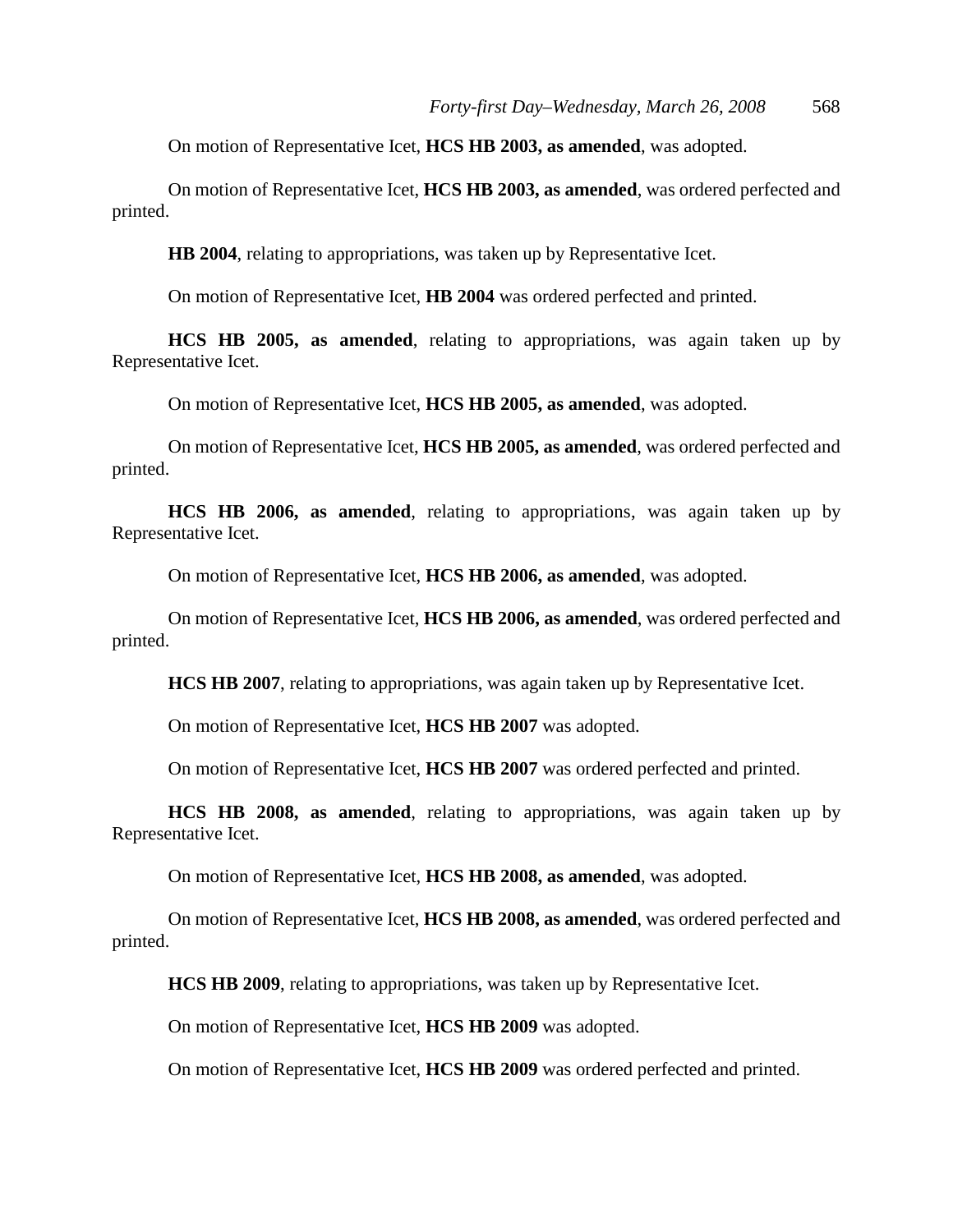On motion of Representative Icet, **HCS HB 2003, as amended**, was adopted.

On motion of Representative Icet, **HCS HB 2003, as amended**, was ordered perfected and printed.

**HB 2004**, relating to appropriations, was taken up by Representative Icet.

On motion of Representative Icet, **HB 2004** was ordered perfected and printed.

**HCS HB 2005, as amended**, relating to appropriations, was again taken up by Representative Icet.

On motion of Representative Icet, **HCS HB 2005, as amended**, was adopted.

On motion of Representative Icet, **HCS HB 2005, as amended**, was ordered perfected and printed.

**HCS HB 2006, as amended**, relating to appropriations, was again taken up by Representative Icet.

On motion of Representative Icet, **HCS HB 2006, as amended**, was adopted.

On motion of Representative Icet, **HCS HB 2006, as amended**, was ordered perfected and printed.

**HCS HB 2007**, relating to appropriations, was again taken up by Representative Icet.

On motion of Representative Icet, **HCS HB 2007** was adopted.

On motion of Representative Icet, **HCS HB 2007** was ordered perfected and printed.

**HCS HB 2008, as amended**, relating to appropriations, was again taken up by Representative Icet.

On motion of Representative Icet, **HCS HB 2008, as amended**, was adopted.

On motion of Representative Icet, **HCS HB 2008, as amended**, was ordered perfected and printed.

**HCS HB 2009**, relating to appropriations, was taken up by Representative Icet.

On motion of Representative Icet, **HCS HB 2009** was adopted.

On motion of Representative Icet, **HCS HB 2009** was ordered perfected and printed.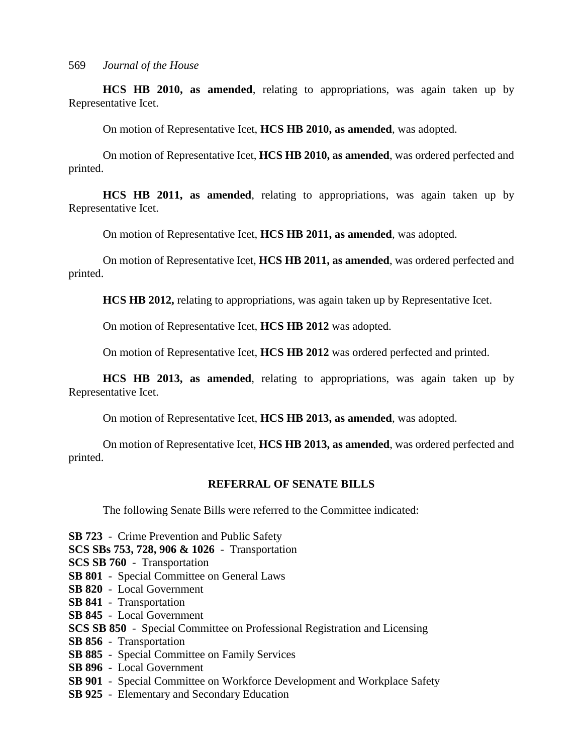**HCS HB 2010, as amended**, relating to appropriations, was again taken up by Representative Icet.

On motion of Representative Icet, **HCS HB 2010, as amended**, was adopted.

On motion of Representative Icet, **HCS HB 2010, as amended**, was ordered perfected and printed.

**HCS HB 2011, as amended**, relating to appropriations, was again taken up by Representative Icet.

On motion of Representative Icet, **HCS HB 2011, as amended**, was adopted.

On motion of Representative Icet, **HCS HB 2011, as amended**, was ordered perfected and printed.

**HCS HB 2012,** relating to appropriations, was again taken up by Representative Icet.

On motion of Representative Icet, **HCS HB 2012** was adopted.

On motion of Representative Icet, **HCS HB 2012** was ordered perfected and printed.

**HCS HB 2013, as amended**, relating to appropriations, was again taken up by Representative Icet.

On motion of Representative Icet, **HCS HB 2013, as amended**, was adopted.

On motion of Representative Icet, **HCS HB 2013, as amended**, was ordered perfected and printed.

## REFERRAL OF SENATE BILLS

The following Senate Bills were referred to the Committee indicated:

**SB 723** - Crime Prevention and Public Safety
**SCS SBs 753, 728, 906 & 1026** - Transportation
**SCS SB 760** - Transportation
**SB 801** - Special Committee on General Laws
**SB 820** - Local Government
**SB 841** - Transportation
**SB 845** - Local Government
**SCS SB 850** - Special Committee on Professional Registration and Licensing
**SB 856** - Transportation
**SB 885** - Special Committee on Family Services
**SB 896** - Local Government
**SB 901** - Special Committee on Workforce Development and Workplace Safety
**SB 925** - Elementary and Secondary Education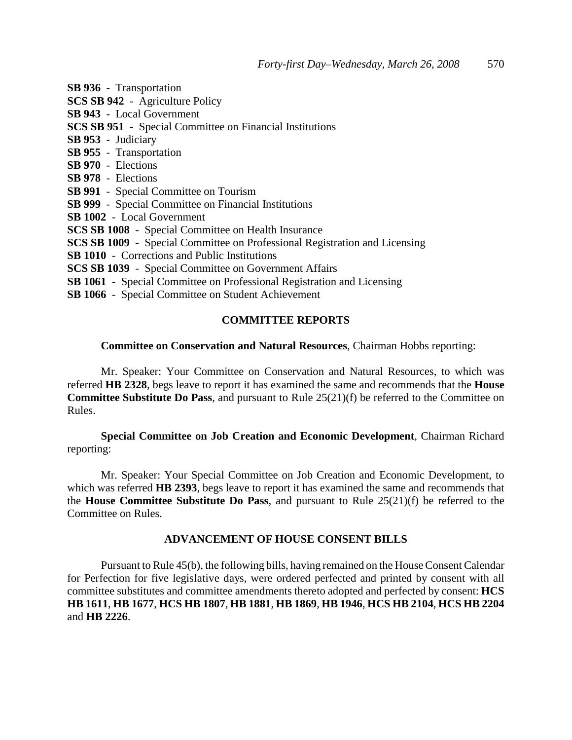**SB 936** - Transportation
**SCS SB 942** - Agriculture Policy
**SB 943** - Local Government
**SCS SB 951** - Special Committee on Financial Institutions
**SB 953** - Judiciary
**SB 955** - Transportation
**SB 970** - Elections
**SB 978** - Elections
**SB 991** - Special Committee on Tourism
**SB 999** - Special Committee on Financial Institutions
**SB 1002** - Local Government
**SCS SB 1008** - Special Committee on Health Insurance
**SCS SB 1009** - Special Committee on Professional Registration and Licensing
**SB 1010** - Corrections and Public Institutions
**SCS SB 1039** - Special Committee on Government Affairs
**SB 1061** - Special Committee on Professional Registration and Licensing
**SB 1066** - Special Committee on Student Achievement

## COMMITTEE REPORTS

**Committee on Conservation and Natural Resources**, Chairman Hobbs reporting:

Mr. Speaker: Your Committee on Conservation and Natural Resources, to which was referred **HB 2328**, begs leave to report it has examined the same and recommends that the **House Committee Substitute Do Pass**, and pursuant to Rule 25(21)(f) be referred to the Committee on Rules.

**Special Committee on Job Creation and Economic Development**, Chairman Richard reporting:

Mr. Speaker: Your Special Committee on Job Creation and Economic Development, to which was referred **HB 2393**, begs leave to report it has examined the same and recommends that the **House Committee Substitute Do Pass**, and pursuant to Rule 25(21)(f) be referred to the Committee on Rules.

## ADVANCEMENT OF HOUSE CONSENT BILLS

Pursuant to Rule 45(b), the following bills, having remained on the House Consent Calendar for Perfection for five legislative days, were ordered perfected and printed by consent with all committee substitutes and committee amendments thereto adopted and perfected by consent: **HCS HB 1611**, **HB 1677**, **HCS HB 1807**, **HB 1881**, **HB 1869**, **HB 1946**, **HCS HB 2104**, **HCS HB 2204** and **HB 2226**.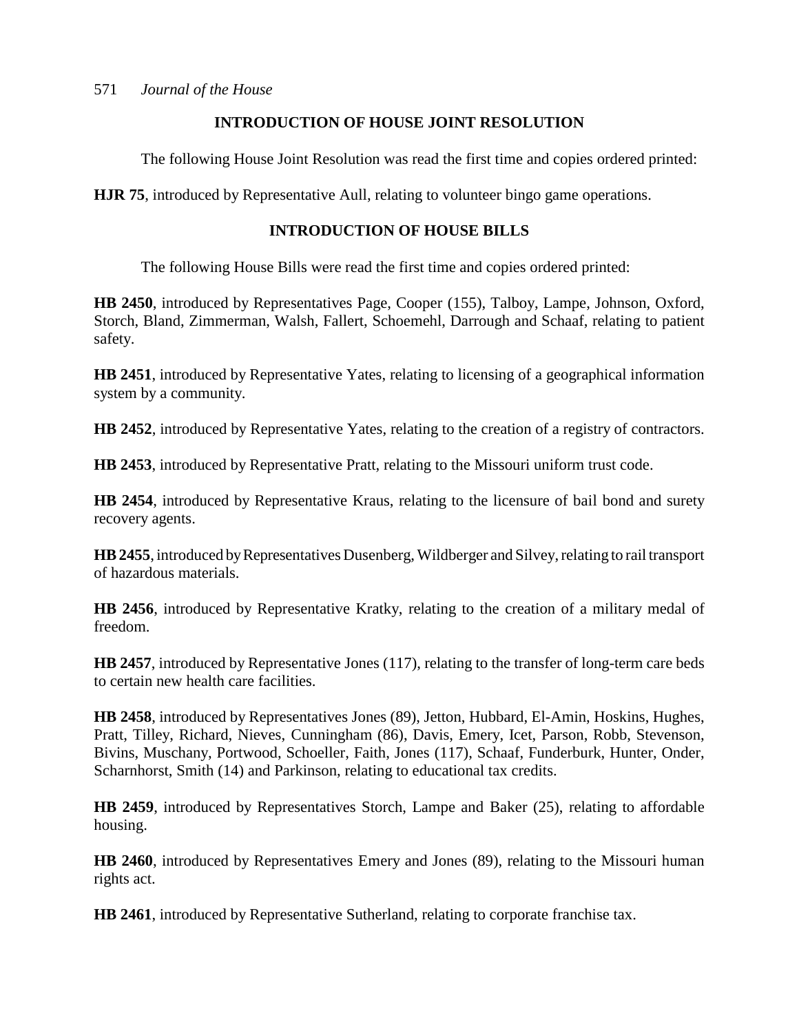## INTRODUCTION OF HOUSE JOINT RESOLUTION

The following House Joint Resolution was read the first time and copies ordered printed:

**HJR 75**, introduced by Representative Aull, relating to volunteer bingo game operations.

## INTRODUCTION OF HOUSE BILLS

The following House Bills were read the first time and copies ordered printed:

**HB 2450**, introduced by Representatives Page, Cooper (155), Talboy, Lampe, Johnson, Oxford, Storch, Bland, Zimmerman, Walsh, Fallert, Schoemehl, Darrough and Schaaf, relating to patient safety.

**HB 2451**, introduced by Representative Yates, relating to licensing of a geographical information system by a community.

**HB 2452**, introduced by Representative Yates, relating to the creation of a registry of contractors.

**HB 2453**, introduced by Representative Pratt, relating to the Missouri uniform trust code.

**HB 2454**, introduced by Representative Kraus, relating to the licensure of bail bond and surety recovery agents.

**HB 2455**, introduced by Representatives Dusenberg, Wildberger and Silvey, relating to rail transport of hazardous materials.

**HB 2456**, introduced by Representative Kratky, relating to the creation of a military medal of freedom.

**HB 2457**, introduced by Representative Jones (117), relating to the transfer of long-term care beds to certain new health care facilities.

**HB 2458**, introduced by Representatives Jones (89), Jetton, Hubbard, El-Amin, Hoskins, Hughes, Pratt, Tilley, Richard, Nieves, Cunningham (86), Davis, Emery, Icet, Parson, Robb, Stevenson, Bivins, Muschany, Portwood, Schoeller, Faith, Jones (117), Schaaf, Funderburk, Hunter, Onder, Scharnhorst, Smith (14) and Parkinson, relating to educational tax credits.

**HB 2459**, introduced by Representatives Storch, Lampe and Baker (25), relating to affordable housing.

**HB 2460**, introduced by Representatives Emery and Jones (89), relating to the Missouri human rights act.

**HB 2461**, introduced by Representative Sutherland, relating to corporate franchise tax.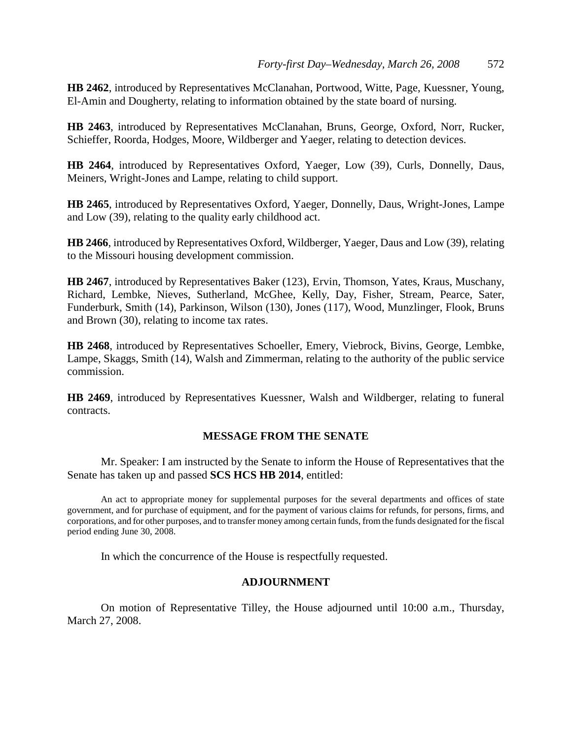**HB 2462**, introduced by Representatives McClanahan, Portwood, Witte, Page, Kuessner, Young, El-Amin and Dougherty, relating to information obtained by the state board of nursing.

**HB 2463**, introduced by Representatives McClanahan, Bruns, George, Oxford, Norr, Rucker, Schieffer, Roorda, Hodges, Moore, Wildberger and Yaeger, relating to detection devices.

**HB 2464**, introduced by Representatives Oxford, Yaeger, Low (39), Curls, Donnelly, Daus, Meiners, Wright-Jones and Lampe, relating to child support.

**HB 2465**, introduced by Representatives Oxford, Yaeger, Donnelly, Daus, Wright-Jones, Lampe and Low (39), relating to the quality early childhood act.

**HB 2466**, introduced by Representatives Oxford, Wildberger, Yaeger, Daus and Low (39), relating to the Missouri housing development commission.

**HB 2467**, introduced by Representatives Baker (123), Ervin, Thomson, Yates, Kraus, Muschany, Richard, Lembke, Nieves, Sutherland, McGhee, Kelly, Day, Fisher, Stream, Pearce, Sater, Funderburk, Smith (14), Parkinson, Wilson (130), Jones (117), Wood, Munzlinger, Flook, Bruns and Brown (30), relating to income tax rates.

**HB 2468**, introduced by Representatives Schoeller, Emery, Viebrock, Bivins, George, Lembke, Lampe, Skaggs, Smith (14), Walsh and Zimmerman, relating to the authority of the public service commission.

**HB 2469**, introduced by Representatives Kuessner, Walsh and Wildberger, relating to funeral contracts.

## MESSAGE FROM THE SENATE

Mr. Speaker: I am instructed by the Senate to inform the House of Representatives that the Senate has taken up and passed **SCS HCS HB 2014**, entitled:

An act to appropriate money for supplemental purposes for the several departments and offices of state government, and for purchase of equipment, and for the payment of various claims for refunds, for persons, firms, and corporations, and for other purposes, and to transfer money among certain funds, from the funds designated for the fiscal period ending June 30, 2008.

In which the concurrence of the House is respectfully requested.

## ADJOURNMENT

On motion of Representative Tilley, the House adjourned until 10:00 a.m., Thursday, March 27, 2008.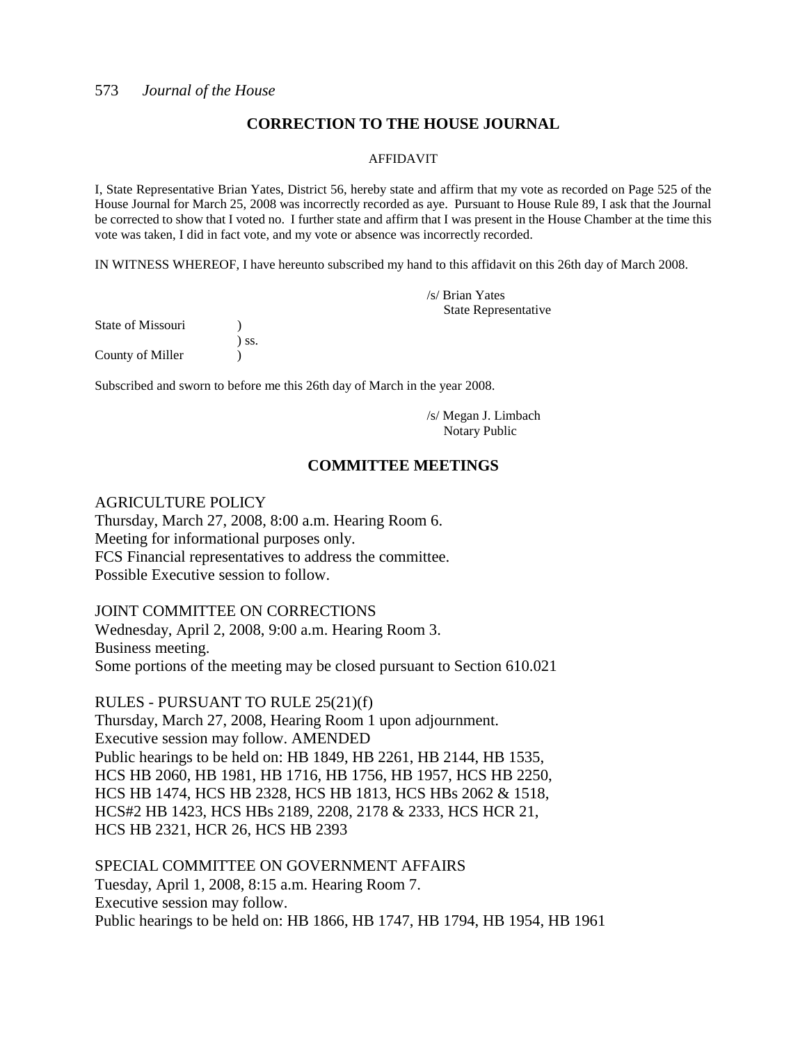## CORRECTION TO THE HOUSE JOURNAL

AFFIDAVIT

I, State Representative Brian Yates, District 56, hereby state and affirm that my vote as recorded on Page 525 of the House Journal for March 25, 2008 was incorrectly recorded as aye. Pursuant to House Rule 89, I ask that the Journal be corrected to show that I voted no. I further state and affirm that I was present in the House Chamber at the time this vote was taken, I did in fact vote, and my vote or absence was incorrectly recorded.

IN WITNESS WHEREOF, I have hereunto subscribed my hand to this affidavit on this 26th day of March 2008.

/s/ Brian Yates
State Representative

State of Missouri )
) ss.
County of Miller )

Subscribed and sworn to before me this 26th day of March in the year 2008.

/s/ Megan J. Limbach
Notary Public

## COMMITTEE MEETINGS

AGRICULTURE POLICY
Thursday, March 27, 2008, 8:00 a.m. Hearing Room 6.
Meeting for informational purposes only.
FCS Financial representatives to address the committee.
Possible Executive session to follow.

JOINT COMMITTEE ON CORRECTIONS
Wednesday, April 2, 2008, 9:00 a.m. Hearing Room 3.
Business meeting.
Some portions of the meeting may be closed pursuant to Section 610.021

RULES - PURSUANT TO RULE 25(21)(f)
Thursday, March 27, 2008, Hearing Room 1 upon adjournment.
Executive session may follow. AMENDED
Public hearings to be held on: HB 1849, HB 2261, HB 2144, HB 1535, HCS HB 2060, HB 1981, HB 1716, HB 1756, HB 1957, HCS HB 2250, HCS HB 1474, HCS HB 2328, HCS HB 1813, HCS HBs 2062 & 1518, HCS#2 HB 1423, HCS HBs 2189, 2208, 2178 & 2333, HCS HCR 21, HCS HB 2321, HCR 26, HCS HB 2393

SPECIAL COMMITTEE ON GOVERNMENT AFFAIRS
Tuesday, April 1, 2008, 8:15 a.m. Hearing Room 7.
Executive session may follow.
Public hearings to be held on: HB 1866, HB 1747, HB 1794, HB 1954, HB 1961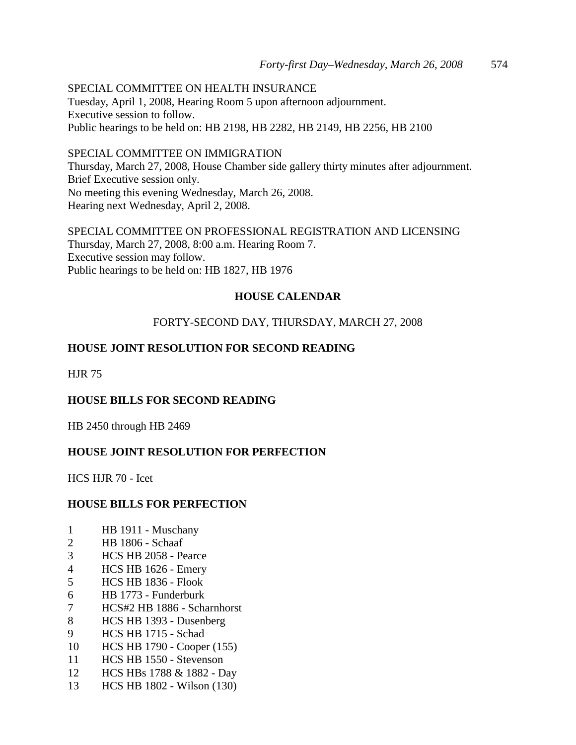SPECIAL COMMITTEE ON HEALTH INSURANCE
Tuesday, April 1, 2008, Hearing Room 5 upon afternoon adjournment.
Executive session to follow.
Public hearings to be held on: HB 2198, HB 2282, HB 2149, HB 2256, HB 2100

SPECIAL COMMITTEE ON IMMIGRATION
Thursday, March 27, 2008, House Chamber side gallery thirty minutes after adjournment.
Brief Executive session only.
No meeting this evening Wednesday, March 26, 2008.
Hearing next Wednesday, April 2, 2008.

SPECIAL COMMITTEE ON PROFESSIONAL REGISTRATION AND LICENSING
Thursday, March 27, 2008, 8:00 a.m. Hearing Room 7.
Executive session may follow.
Public hearings to be held on: HB 1827, HB 1976

## HOUSE CALENDAR

FORTY-SECOND DAY, THURSDAY, MARCH 27, 2008

### HOUSE JOINT RESOLUTION FOR SECOND READING

HJR 75

### HOUSE BILLS FOR SECOND READING

HB 2450 through HB 2469

### HOUSE JOINT RESOLUTION FOR PERFECTION

HCS HJR 70 - Icet

### HOUSE BILLS FOR PERFECTION

1 HB 1911 - Muschany
2 HB 1806 - Schaaf
3 HCS HB 2058 - Pearce
4 HCS HB 1626 - Emery
5 HCS HB 1836 - Flook
6 HB 1773 - Funderburk
7 HCS#2 HB 1886 - Scharnhorst
8 HCS HB 1393 - Dusenberg
9 HCS HB 1715 - Schad
10 HCS HB 1790 - Cooper (155)
11 HCS HB 1550 - Stevenson
12 HCS HBs 1788 & 1882 - Day
13 HCS HB 1802 - Wilson (130)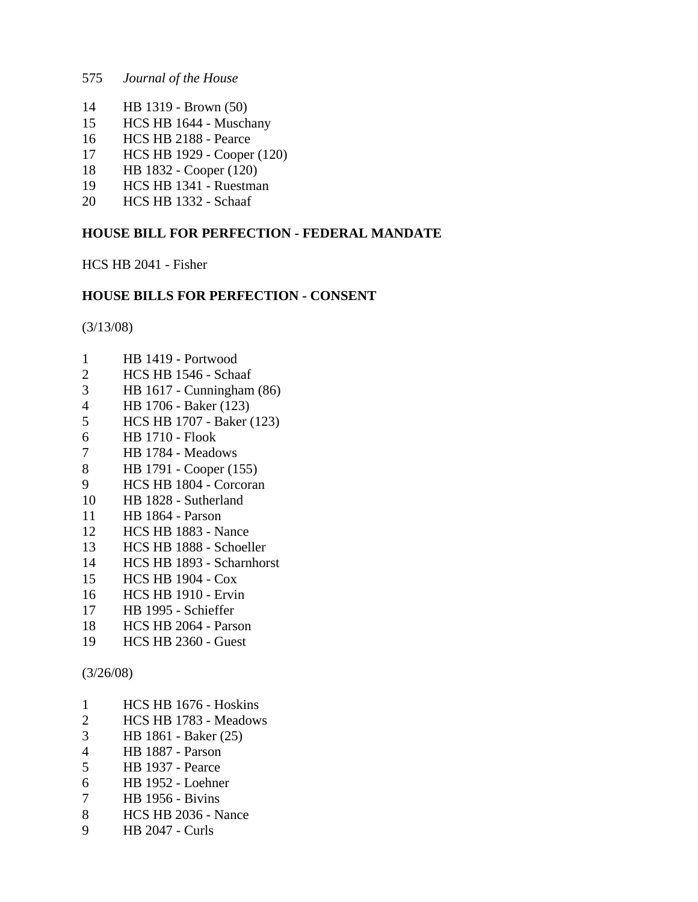14 HB 1319 - Brown (50)
15 HCS HB 1644 - Muschany
16 HCS HB 2188 - Pearce
17 HCS HB 1929 - Cooper (120)
18 HB 1832 - Cooper (120)
19 HCS HB 1341 - Ruestman
20 HCS HB 1332 - Schaaf

**HOUSE BILL FOR PERFECTION - FEDERAL MANDATE**

HCS HB 2041 - Fisher

**HOUSE BILLS FOR PERFECTION - CONSENT**

(3/13/08)

1 HB 1419 - Portwood
2 HCS HB 1546 - Schaaf
3 HB 1617 - Cunningham (86)
4 HB 1706 - Baker (123)
5 HCS HB 1707 - Baker (123)
6 HB 1710 - Flook
7 HB 1784 - Meadows
8 HB 1791 - Cooper (155)
9 HCS HB 1804 - Corcoran
10 HB 1828 - Sutherland
11 HB 1864 - Parson
12 HCS HB 1883 - Nance
13 HCS HB 1888 - Schoeller
14 HCS HB 1893 - Scharnhorst
15 HCS HB 1904 - Cox
16 HCS HB 1910 - Ervin
17 HB 1995 - Schieffer
18 HCS HB 2064 - Parson
19 HCS HB 2360 - Guest

(3/26/08)

1 HCS HB 1676 - Hoskins
2 HCS HB 1783 - Meadows
3 HB 1861 - Baker (25)
4 HB 1887 - Parson
5 HB 1937 - Pearce
6 HB 1952 - Loehner
7 HB 1956 - Bivins
8 HCS HB 2036 - Nance
9 HB 2047 - Curls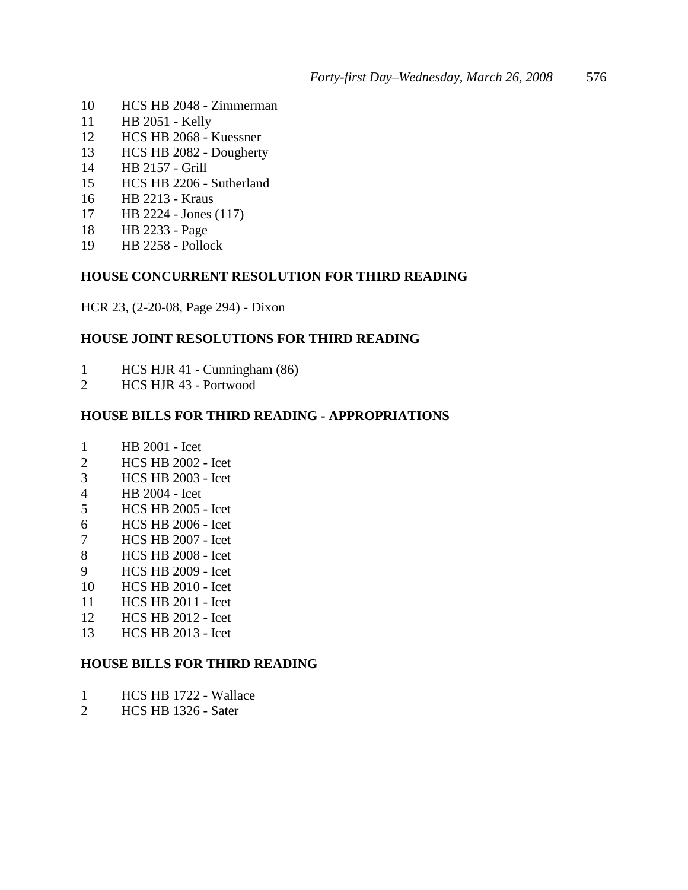10 HCS HB 2048 - Zimmerman
11 HB 2051 - Kelly
12 HCS HB 2068 - Kuessner
13 HCS HB 2082 - Dougherty
14 HB 2157 - Grill
15 HCS HB 2206 - Sutherland
16 HB 2213 - Kraus
17 HB 2224 - Jones (117)
18 HB 2233 - Page
19 HB 2258 - Pollock

**HOUSE CONCURRENT RESOLUTION FOR THIRD READING**

HCR 23, (2-20-08, Page 294) - Dixon

**HOUSE JOINT RESOLUTIONS FOR THIRD READING**

1 HCS HJR 41 - Cunningham (86)
2 HCS HJR 43 - Portwood

**HOUSE BILLS FOR THIRD READING - APPROPRIATIONS**

1 HB 2001 - Icet
2 HCS HB 2002 - Icet
3 HCS HB 2003 - Icet
4 HB 2004 - Icet
5 HCS HB 2005 - Icet
6 HCS HB 2006 - Icet
7 HCS HB 2007 - Icet
8 HCS HB 2008 - Icet
9 HCS HB 2009 - Icet
10 HCS HB 2010 - Icet
11 HCS HB 2011 - Icet
12 HCS HB 2012 - Icet
13 HCS HB 2013 - Icet

**HOUSE BILLS FOR THIRD READING**

1 HCS HB 1722 - Wallace
2 HCS HB 1326 - Sater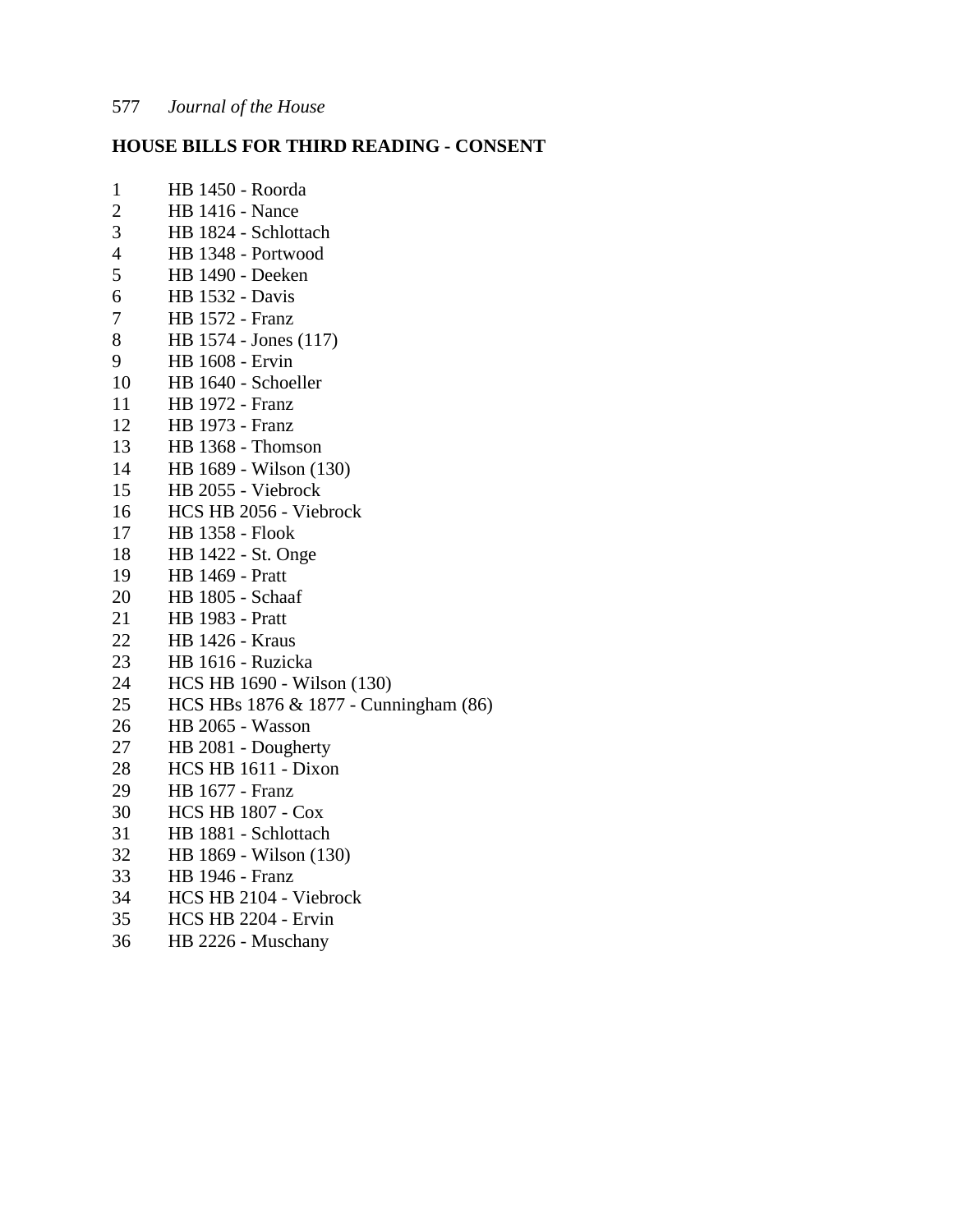## HOUSE BILLS FOR THIRD READING - CONSENT

1 HB 1450 - Roorda
2 HB 1416 - Nance
3 HB 1824 - Schlottach
4 HB 1348 - Portwood
5 HB 1490 - Deeken
6 HB 1532 - Davis
7 HB 1572 - Franz
8 HB 1574 - Jones (117)
9 HB 1608 - Ervin
10 HB 1640 - Schoeller
11 HB 1972 - Franz
12 HB 1973 - Franz
13 HB 1368 - Thomson
14 HB 1689 - Wilson (130)
15 HB 2055 - Viebrock
16 HCS HB 2056 - Viebrock
17 HB 1358 - Flook
18 HB 1422 - St. Onge
19 HB 1469 - Pratt
20 HB 1805 - Schaaf
21 HB 1983 - Pratt
22 HB 1426 - Kraus
23 HB 1616 - Ruzicka
24 HCS HB 1690 - Wilson (130)
25 HCS HBs 1876 & 1877 - Cunningham (86)
26 HB 2065 - Wasson
27 HB 2081 - Dougherty
28 HCS HB 1611 - Dixon
29 HB 1677 - Franz
30 HCS HB 1807 - Cox
31 HB 1881 - Schlottach
32 HB 1869 - Wilson (130)
33 HB 1946 - Franz
34 HCS HB 2104 - Viebrock
35 HCS HB 2204 - Ervin
36 HB 2226 - Muschany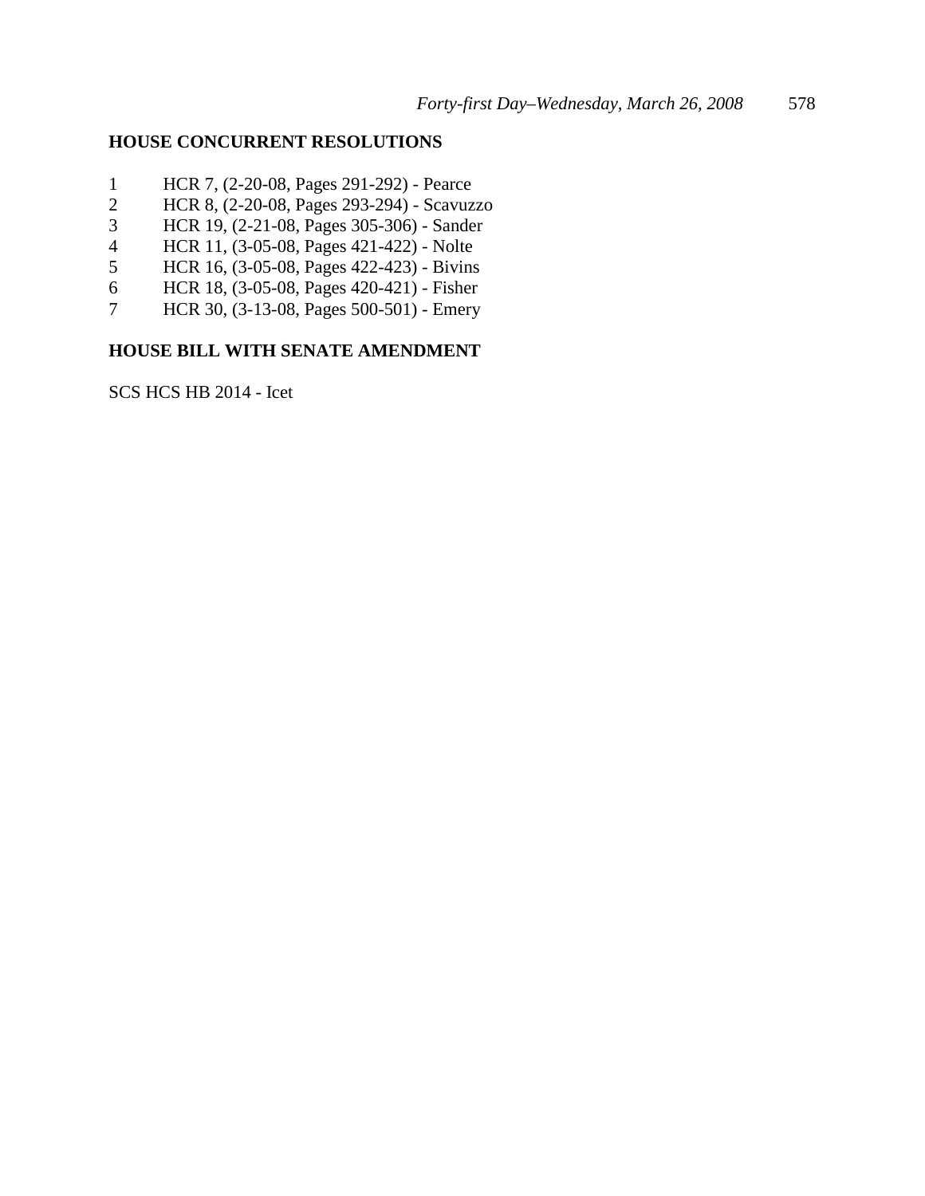## HOUSE CONCURRENT RESOLUTIONS

1 HCR 7, (2-20-08, Pages 291-292) - Pearce
2 HCR 8, (2-20-08, Pages 293-294) - Scavuzzo
3 HCR 19, (2-21-08, Pages 305-306) - Sander
4 HCR 11, (3-05-08, Pages 421-422) - Nolte
5 HCR 16, (3-05-08, Pages 422-423) - Bivins
6 HCR 18, (3-05-08, Pages 420-421) - Fisher
7 HCR 30, (3-13-08, Pages 500-501) - Emery

## HOUSE BILL WITH SENATE AMENDMENT

SCS HCS HB 2014 - Icet